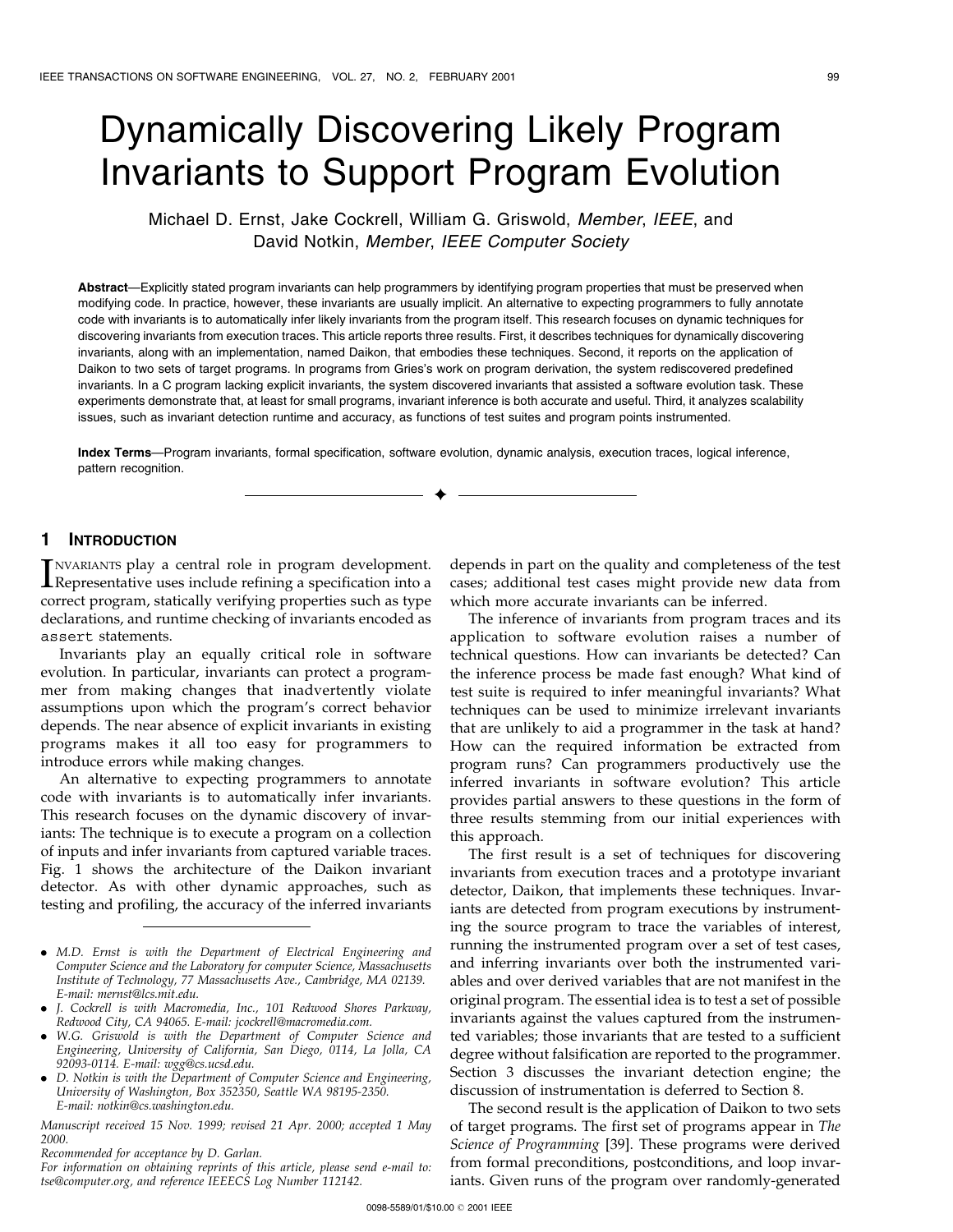# Dynamically Discovering Likely Program Invariants to Support Program Evolution

Michael D. Ernst, Jake Cockrell, William G. Griswold, *Member*, *IEEE*, and David Notkin, *Member*, *IEEE Computer Society*

**Abstract**—Explicitly stated program invariants can help programmers by identifying program properties that must be preserved when modifying code. In practice, however, these invariants are usually implicit. An alternative to expecting programmers to fully annotate code with invariants is to automatically infer likely invariants from the program itself. This research focuses on dynamic techniques for discovering invariants from execution traces. This article reports three results. First, it describes techniques for dynamically discovering invariants, along with an implementation, named Daikon, that embodies these techniques. Second, it reports on the application of Daikon to two sets of target programs. In programs from Gries's work on program derivation, the system rediscovered predefined invariants. In a C program lacking explicit invariants, the system discovered invariants that assisted a software evolution task. These experiments demonstrate that, at least for small programs, invariant inference is both accurate and useful. Third, it analyzes scalability issues, such as invariant detection runtime and accuracy, as functions of test suites and program points instrumented.

**Index Terms**—Program invariants, formal specification, software evolution, dynamic analysis, execution traces, logical inference, pattern recognition.

## 1 Introduction

Invariants play a central role in program development. Representative uses include refining a specification into a correct program, statically verifying properties such as type declarations, and runtime checking of invariants encoded as `assert` statements.

Invariants play an equally critical role in software evolution. In particular, invariants can protect a programmer from making changes that inadvertently violate assumptions upon which the program's correct behavior depends. The near absence of explicit invariants in existing programs makes it all too easy for programmers to introduce errors while making changes.

An alternative to expecting programmers to annotate code with invariants is to automatically infer invariants. This research focuses on the dynamic discovery of invariants: The technique is to execute a program on a collection of inputs and infer invariants from captured variable traces. Fig. 1 shows the architecture of the Daikon invariant detector. As with other dynamic approaches, such as testing and profiling, the accuracy of the inferred invariants depends in part on the quality and completeness of the test cases; additional test cases might provide new data from which more accurate invariants can be inferred.

The inference of invariants from program traces and its application to software evolution raises a number of technical questions. How can invariants be detected? Can the inference process be made fast enough? What kind of test suite is required to infer meaningful invariants? What techniques can be used to minimize irrelevant invariants that are unlikely to aid a programmer in the task at hand? How can the required information be extracted from program runs? Can programmers productively use the inferred invariants in software evolution? This article provides partial answers to these questions in the form of three results stemming from our initial experiences with this approach.

The first result is a set of techniques for discovering invariants from execution traces and a prototype invariant detector, Daikon, that implements these techniques. Invariants are detected from program executions by instrumenting the source program to trace the variables of interest, running the instrumented program over a set of test cases, and inferring invariants over both the instrumented variables and over derived variables that are not manifest in the original program. The essential idea is to test a set of possible invariants against the values captured from the instrumented variables; those invariants that are tested to a sufficient degree without falsification are reported to the programmer. Section 3 discusses the invariant detection engine; the discussion of instrumentation is deferred to Section 8.

The second result is the application of Daikon to two sets of target programs. The first set of programs appear in *The Science of Programming* [39]. These programs were derived from formal preconditions, postconditions, and loop invariants. Given runs of the program over randomly-generated

---

- *M.D. Ernst is with the Department of Electrical Engineering and Computer Science and the Laboratory for computer Science, Massachusetts Institute of Technology, 77 Massachusetts Ave., Cambridge, MA 02139. E-mail: mernst@lcs.mit.edu.*
- *J. Cockrell is with Macromedia, Inc., 101 Redwood Shores Parkway, Redwood City, CA 94065. E-mail: jcockrell@macromedia.com.*
- *W.G. Griswold is with the Department of Computer Science and Engineering, University of California, San Diego, 0114, La Jolla, CA 92093-0114. E-mail: wgg@cs.ucsd.edu.*
- *D. Notkin is with the Department of Computer Science and Engineering, University of Washington, Box 352350, Seattle WA 98195-2350. E-mail: notkin@cs.washington.edu.*

*Manuscript received 15 Nov. 1999; revised 21 Apr. 2000; accepted 1 May 2000.*

*Recommended for acceptance by D. Garlan.*

*For information on obtaining reprints of this article, please send e-mail to: tse@computer.org, and reference IEEECS Log Number 112142.*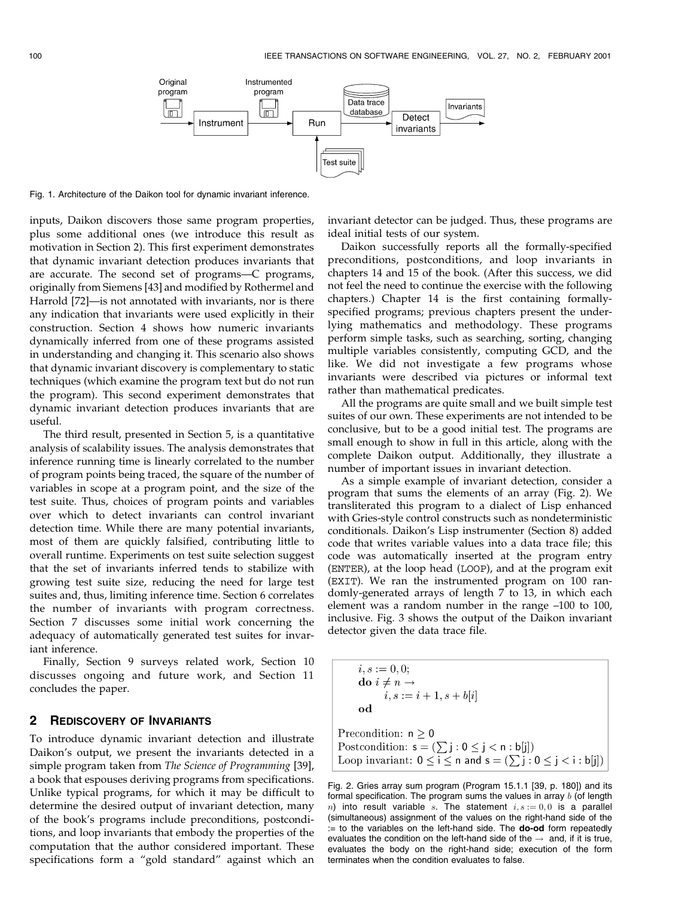Fig. 1. Architecture of the Daikon tool for dynamic invariant inference.

inputs, Daikon discovers those same program properties, plus some additional ones (we introduce this result as motivation in Section 2). This first experiment demonstrates that dynamic invariant detection produces invariants that are accurate. The second set of programs—C programs, originally from Siemens [43] and modified by Rothermel and Harrold [72]—is not annotated with invariants, nor is there any indication that invariants were used explicitly in their construction. Section 4 shows how numeric invariants dynamically inferred from one of these programs assisted in understanding and changing it. This scenario also shows that dynamic invariant discovery is complementary to static techniques (which examine the program text but do not run the program). This second experiment demonstrates that dynamic invariant detection produces invariants that are useful.

The third result, presented in Section 5, is a quantitative analysis of scalability issues. The analysis demonstrates that inference running time is linearly correlated to the number of program points being traced, the square of the number of variables in scope at a program point, and the size of the test suite. Thus, choices of program points and variables over which to detect invariants can control invariant detection time. While there are many potential invariants, most of them are quickly falsified, contributing little to overall runtime. Experiments on test suite selection suggest that the set of invariants inferred tends to stabilize with growing test suite size, reducing the need for large test suites and, thus, limiting inference time. Section 6 correlates the number of invariants with program correctness. Section 7 discusses some initial work concerning the adequacy of automatically generated test suites for invariant inference.

Finally, Section 9 surveys related work, Section 10 discusses ongoing and future work, and Section 11 concludes the paper.

## 2 Rediscovery of Invariants

To introduce dynamic invariant detection and illustrate Daikon's output, we present the invariants detected in a simple program taken from *The Science of Programming* [39], a book that espouses deriving programs from specifications. Unlike typical programs, for which it may be difficult to determine the desired output of invariant detection, many of the book's programs include preconditions, postconditions, and loop invariants that embody the properties of the computation that the author considered important. These specifications form a "gold standard" against which an invariant detector can be judged. Thus, these programs are ideal initial tests of our system.

Daikon successfully reports all the formally-specified preconditions, postconditions, and loop invariants in chapters 14 and 15 of the book. (After this success, we did not feel the need to continue the exercise with the following chapters.) Chapter 14 is the first containing formally-specified programs; previous chapters present the underlying mathematics and methodology. These programs perform simple tasks, such as searching, sorting, changing multiple variables consistently, computing GCD, and the like. We did not investigate a few programs whose invariants were described via pictures or informal text rather than mathematical predicates.

All the programs are quite small and we built simple test suites of our own. These experiments are not intended to be conclusive, but to be a good initial test. The programs are small enough to show in full in this article, along with the complete Daikon output. Additionally, they illustrate a number of important issues in invariant detection.

As a simple example of invariant detection, consider a program that sums the elements of an array (Fig. 2). We transliterated this program to a dialect of Lisp enhanced with Gries-style control constructs such as nondeterministic conditionals. Daikon's Lisp instrumenter (Section 8) added code that writes variable values into a data trace file; this code was automatically inserted at the program entry (ENTER), at the loop head (LOOP), and at the program exit (EXIT). We ran the instrumented program on 100 randomly-generated arrays of length 7 to 13, in which each element was a random number in the range –100 to 100, inclusive. Fig. 3 shows the output of the Daikon invariant detector given the data trace file.

$$
\begin{aligned}
&i, s := 0, 0;\\
&\textbf{do } i \neq n \rightarrow\\
&\qquad i, s := i + 1, s + b[i]\\
&\textbf{od}
\end{aligned}
$$

Precondition: $\mathsf{n} \geq 0$
Postcondition: $\mathsf{s} = (\sum \mathsf{j} : 0 \leq \mathsf{j} < \mathsf{n} : \mathsf{b[j]})$
Loop invariant: $0 \leq \mathsf{i} \leq \mathsf{n}$ and $\mathsf{s} = (\sum \mathsf{j} : 0 \leq \mathsf{j} < \mathsf{i} : \mathsf{b[j]})$

Fig. 2. Gries array sum program (Program 15.1.1 [39, p. 180]) and its formal specification. The program sums the values in array $b$ (of length $n$) into result variable $s$. The statement $i, s := 0, 0$ is a parallel (simultaneous) assignment of the values on the right-hand side of the := to the variables on the left-hand side. The **do-od** form repeatedly evaluates the condition on the left-hand side of the $\rightarrow$ and, if it is true, evaluates the body on the right-hand side; execution of the form terminates when the condition evaluates to false.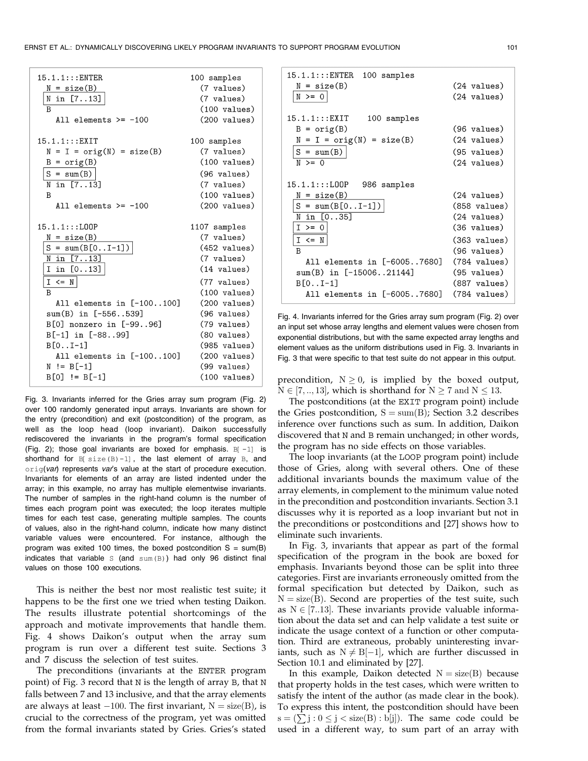```
15.1.1:::ENTER                      100 samples
  N = size(B)                         (7 values)
  N in [7..13]                        (7 values)
  B                                   (100 values)
    All elements >= -100              (200 values)

15.1.1:::EXIT                       100 samples
  N = I = orig(N) = size(B)           (7 values)
  B = orig(B)                         (100 values)
  S = sum(B)                          (96 values)
  N in [7..13]                        (7 values)
  B                                   (100 values)
    All elements >= -100              (200 values)

15.1.1:::LOOP                       1107 samples
  N = size(B)                         (7 values)
  S = sum(B[0..I-1])                  (452 values)
  N in [7..13]                        (7 values)
  I in [0..13]                        (14 values)
  I <= N                              (77 values)
  B                                   (100 values)
    All elements in [-100..100]       (200 values)
  sum(B) in [-556..539]               (96 values)
  B[0] nonzero in [-99..96]           (79 values)
  B[-1] in [-88..99]                  (80 values)
  B[0..I-1]                           (985 values)
    All elements in [-100..100]       (200 values)
  N != B[-1]                          (99 values)
  B[0] != B[-1]                       (100 values)
```

Fig. 3. Invariants inferred for the Gries array sum program (Fig. 2) over 100 randomly generated input arrays. Invariants are shown for the entry (precondition) and exit (postcondition) of the program, as well as the loop head (loop invariant). Daikon successfully rediscovered the invariants in the program's formal specification (Fig. 2); those goal invariants are boxed for emphasis. `B[-1]` is shorthand for `B[size(B)-1]`, the last element of array `B`, and `orig`(*var*) represents *var*'s value at the start of procedure execution. Invariants for elements of an array are listed indented under the array; in this example, no array has multiple elementwise invariants. The number of samples in the right-hand column is the number of times each program point was executed; the loop iterates multiple times for each test case, generating multiple samples. The counts of values, also in the right-hand column, indicate how many distinct variable values were encountered. For instance, although the program was exited 100 times, the boxed postcondition S = sum(B) indicates that variable `S` (and `sum(B)`) had only 96 distinct final values on those 100 executions.

This is neither the best nor most realistic test suite; it happens to be the first one we tried when testing Daikon. The results illustrate potential shortcomings of the approach and motivate improvements that handle them. Fig. 4 shows Daikon's output when the array sum program is run over a different test suite. Sections 3 and 7 discuss the selection of test suites.

The preconditions (invariants at the `ENTER` program point) of Fig. 3 record that `N` is the length of array `B`, that `N` falls between 7 and 13 inclusive, and that the array elements are always at least $-100$. The first invariant, $N = \mathrm{size}(B)$, is crucial to the correctness of the program, yet was omitted from the formal invariants stated by Gries. Gries's stated

```
15.1.1:::ENTER  100 samples
  N = size(B)                         (24 values)
  N >= 0                              (24 values)

15.1.1:::EXIT    100 samples
  B = orig(B)                         (96 values)
  N = I = orig(N) = size(B)           (24 values)
  S = sum(B)                          (95 values)
  N >= 0                              (24 values)

15.1.1:::LOOP   986 samples
  N = size(B)                         (24 values)
  S = sum(B[0..I-1])                  (858 values)
  N in [0..35]                        (24 values)
  I >= 0                              (36 values)
  I <= N                              (363 values)
  B                                   (96 values)
    All elements in [-6005..7680]     (784 values)
  sum(B) in [-15006..21144]           (95 values)
  B[0..I-1]                           (887 values)
    All elements in [-6005..7680]     (784 values)
```

Fig. 4. Invariants inferred for the Gries array sum program (Fig. 2) over an input set whose array lengths and element values were chosen from exponential distributions, but with the same expected array lengths and element values as the uniform distributions used in Fig. 3. Invariants in Fig. 3 that were specific to that test suite do not appear in this output.

precondition, $N \geq 0$, is implied by the boxed output, $N \in [7, .., 13]$, which is shorthand for $N \geq 7$ and $N \leq 13$.

The postconditions (at the `EXIT` program point) include the Gries postcondition, $S = \mathrm{sum}(B)$; Section 3.2 describes inference over functions such as sum. In addition, Daikon discovered that `N` and `B` remain unchanged; in other words, the program has no side effects on those variables.

The loop invariants (at the `LOOP` program point) include those of Gries, along with several others. One of these additional invariants bounds the maximum value of the array elements, in complement to the minimum value noted in the precondition and postcondition invariants. Section 3.1 discusses why it is reported as a loop invariant but not in the preconditions or postconditions and [27] shows how to eliminate such invarients.

In Fig. 3, invariants that appear as part of the formal specification of the program in the book are boxed for emphasis. Invariants beyond those can be split into three categories. First are invariants erroneously omitted from the formal specification but detected by Daikon, such as $N = \mathrm{size}(B)$. Second are properties of the test suite, such as $N \in [7..13]$. These invariants provide valuable information about the data set and can help validate a test suite or indicate the usage context of a function or other computation. Third are extraneous, probably uninteresting invariants, such as $N \neq B[-1]$, which are further discussed in Section 10.1 and eliminated by [27].

In this example, Daikon detected $N = \mathrm{size}(B)$ because that property holds in the test cases, which were written to satisfy the intent of the author (as made clear in the book). To express this intent, the postcondition should have been $s = (\sum j : 0 \leq j < \mathrm{size}(B) : b[j])$. The same code could be used in a different way, to sum part of an array with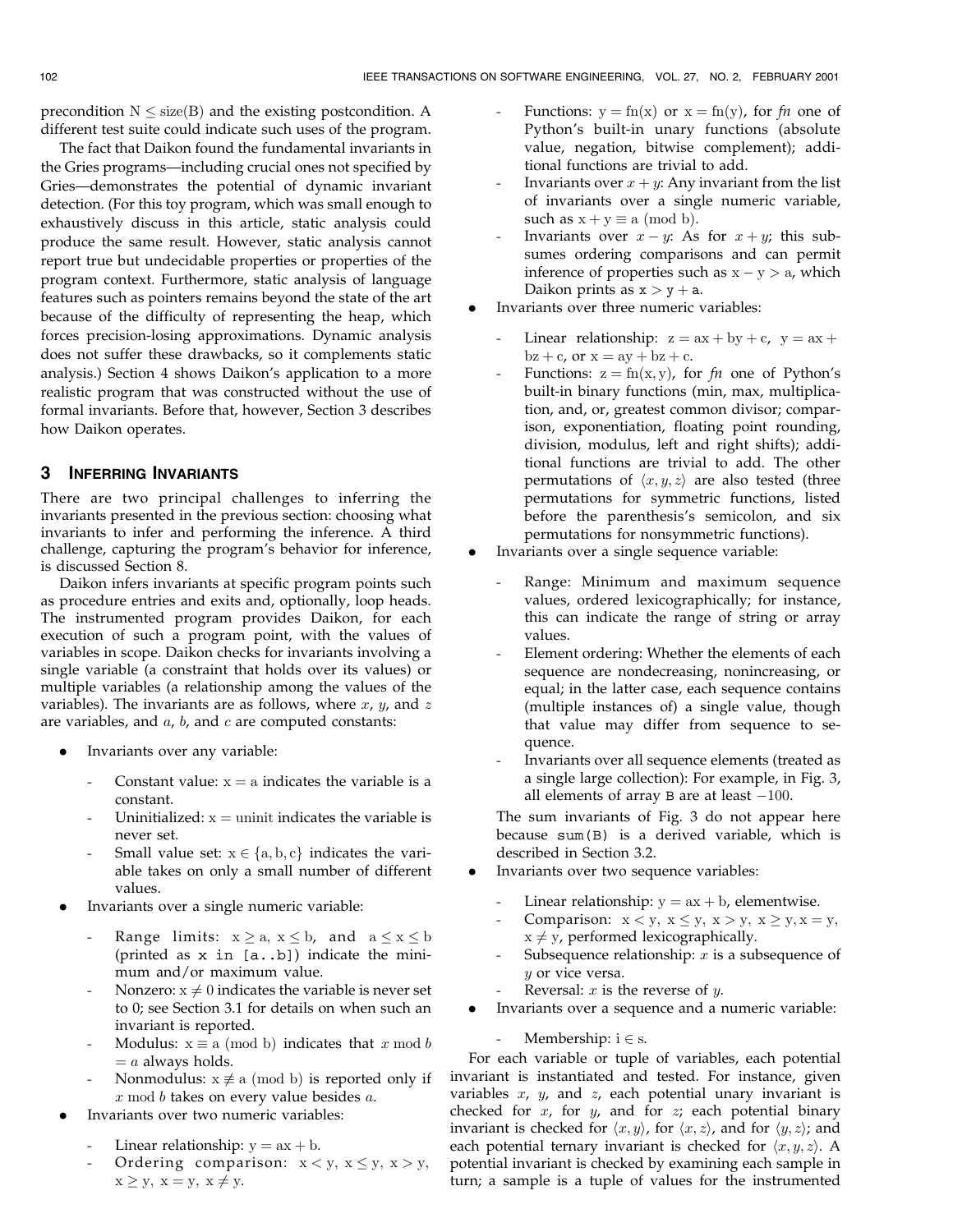precondition $N \leq \text{size}(B)$ and the existing postcondition. A different test suite could indicate such uses of the program.

The fact that Daikon found the fundamental invariants in the Gries programs—including crucial ones not specified by Gries—demonstrates the potential of dynamic invariant detection. (For this toy program, which was small enough to exhaustively discuss in this article, static analysis could produce the same result. However, static analysis cannot report true but undecidable properties or properties of the program context. Furthermore, static analysis of language features such as pointers remains beyond the state of the art because of the difficulty of representing the heap, which forces precision-losing approximations. Dynamic analysis does not suffer these drawbacks, so it complements static analysis.) Section 4 shows Daikon's application to a more realistic program that was constructed without the use of formal invariants. Before that, however, Section 3 describes how Daikon operates.

## 3 Inferring Invariants

There are two principal challenges to inferring the invariants presented in the previous section: choosing what invariants to infer and performing the inference. A third challenge, capturing the program's behavior for inference, is discussed Section 8.

Daikon infers invariants at specific program points such as procedure entries and exits and, optionally, loop heads. The instrumented program provides Daikon, for each execution of such a program point, with the values of variables in scope. Daikon checks for invariants involving a single variable (a constraint that holds over its values) or multiple variables (a relationship among the values of the variables). The invariants are as follows, where $x$, $y$, and $z$ are variables, and $a$, $b$, and $c$ are computed constants:

- Invariants over any variable:
  - Constant value: $x = a$ indicates the variable is a constant.
  - Uninitialized: $x = \text{uninit}$ indicates the variable is never set.
  - Small value set: $x \in \{a, b, c\}$ indicates the variable takes on only a small number of different values.
- Invariants over a single numeric variable:
  - Range limits: $x \geq a$, $x \leq b$, and $a \leq x \leq b$ (printed as `x in [a..b]`) indicate the minimum and/or maximum value.
  - Nonzero: $x \neq 0$ indicates the variable is never set to 0; see Section 3.1 for details on when such an invariant is reported.
  - Modulus: $x \equiv a \pmod{b}$ indicates that $x \bmod b = a$ always holds.
  - Nonmodulus: $x \not\equiv a \pmod{b}$ is reported only if $x \bmod b$ takes on every value besides $a$.
- Invariants over two numeric variables:
  - Linear relationship: $y = ax + b$.
  - Ordering comparison: $x < y$, $x \leq y$, $x > y$, $x \geq y$, $x = y$, $x \neq y$.
  - Functions: $y = \text{fn}(x)$ or $x = \text{fn}(y)$, for *fn* one of Python's built-in unary functions (absolute value, negation, bitwise complement); additional functions are trivial to add.
  - Invariants over $x + y$: Any invariant from the list of invariants over a single numeric variable, such as $x + y \equiv a \pmod{b}$.
  - Invariants over $x - y$: As for $x + y$; this subsumes ordering comparisons and can permit inference of properties such as $x - y > a$, which Daikon prints as `x > y + a`.
- Invariants over three numeric variables:
  - Linear relationship: $z = ax + by + c$, $y = ax + bz + c$, or $x = ay + bz + c$.
  - Functions: $z = \text{fn}(x, y)$, for *fn* one of Python's built-in binary functions (min, max, multiplication, and, or, greatest common divisor; comparison, exponentiation, floating point rounding, division, modulus, left and right shifts); additional functions are trivial to add. The other permutations of $\langle x, y, z \rangle$ are also tested (three permutations for symmetric functions, listed before the parenthesis's semicolon, and six permutations for nonsymmetric functions).
- Invariants over a single sequence variable:
  - Range: Minimum and maximum sequence values, ordered lexicographically; for instance, this can indicate the range of string or array values.
  - Element ordering: Whether the elements of each sequence are nondecreasing, nonincreasing, or equal; in the latter case, each sequence contains (multiple instances of) a single value, though that value may differ from sequence to sequence.
  - Invariants over all sequence elements (treated as a single large collection): For example, in Fig. 3, all elements of array `B` are at least $-100$.

  The sum invariants of Fig. 3 do not appear here because `sum(B)` is a derived variable, which is described in Section 3.2.
- Invariants over two sequence variables:
  - Linear relationship: $y = ax + b$, elementwise.
  - Comparison: $x < y$, $x \leq y$, $x > y$, $x \geq y$, $x = y$, $x \neq y$, performed lexicographically.
  - Subsequence relationship: $x$ is a subsequence of $y$ or vice versa.
  - Reversal: $x$ is the reverse of $y$.
- Invariants over a sequence and a numeric variable:
  - Membership: $i \in s$.

For each variable or tuple of variables, each potential invariant is instantiated and tested. For instance, given variables $x$, $y$, and $z$, each potential unary invariant is checked for $x$, for $y$, and for $z$; each potential binary invariant is checked for $\langle x, y \rangle$, for $\langle x, z \rangle$, and for $\langle y, z \rangle$; and each potential ternary invariant is checked for $\langle x, y, z \rangle$. A potential invariant is checked by examining each sample in turn; a sample is a tuple of values for the instrumented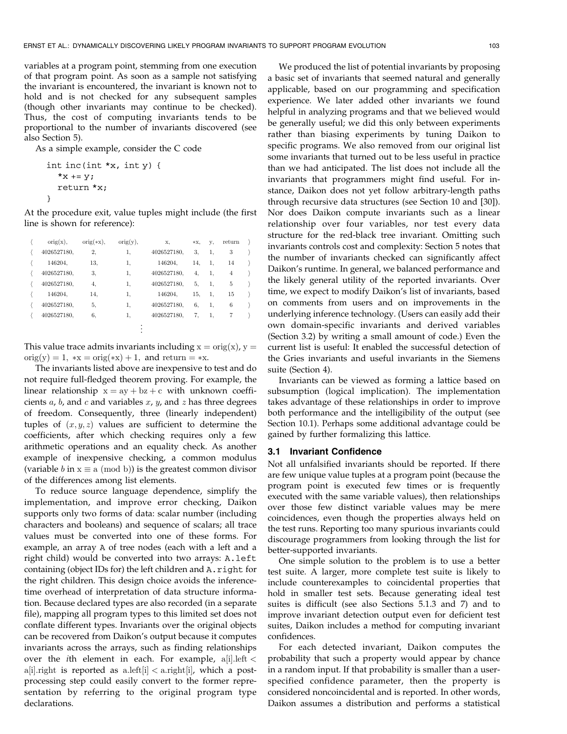variables at a program point, stemming from one execution of that program point. As soon as a sample not satisfying the invariant is encountered, the invariant is known not to hold and is not checked for any subsequent samples (though other invariants may continue to be checked). Thus, the cost of computing invariants tends to be proportional to the number of invariants discovered (see also Section 5).

As a simple example, consider the C code

```
int inc(int *x, int y) {
  *x += y;
  return *x;
}
```

At the procedure exit, value tuples might include (the first line is shown for reference):

| ⟨ | orig(x), | orig(*x), | orig(y), | x, | *x, | y, | return | ⟩ |
|---|---|---|---|---|---|---|---|---|
| ⟨ | 4026527180, | 2, | 1, | 4026527180, | 3, | 1, | 3 | ⟩ |
| ⟨ | 146204, | 13, | 1, | 146204, | 14, | 1, | 14 | ⟩ |
| ⟨ | 4026527180, | 3, | 1, | 4026527180, | 4, | 1, | 4 | ⟩ |
| ⟨ | 4026527180, | 4, | 1, | 4026527180, | 5, | 1, | 5 | ⟩ |
| ⟨ | 146204, | 14, | 1, | 146204, | 15, | 1, | 15 | ⟩ |
| ⟨ | 4026527180, | 5, | 1, | 4026527180, | 6, | 1, | 6 | ⟩ |
| ⟨ | 4026527180, | 6, | 1, | 4026527180, | 7, | 1, | 7 | ⟩ |
| | | | | ⋮ | | | | |

This value trace admits invariants including $\mathrm{x} = \mathrm{orig}(\mathrm{x})$, $\mathrm{y} = \mathrm{orig}(\mathrm{y}) = 1$, $*\mathrm{x} = \mathrm{orig}(*\mathrm{x}) + 1$, and $\mathrm{return} = *\mathrm{x}$.

The invariants listed above are inexpensive to test and do not require full-fledged theorem proving. For example, the linear relationship $\mathrm{x} = \mathrm{a}\mathrm{y} + \mathrm{b}\mathrm{z} + \mathrm{c}$ with unknown coefficients $a$, $b$, and $c$ and variables $x$, $y$, and $z$ has three degrees of freedom. Consequently, three (linearly independent) tuples of $(x, y, z)$ values are sufficient to determine the coefficients, after which checking requires only a few arithmetic operations and an equality check. As another example of inexpensive checking, a common modulus (variable $b$ in $\mathrm{x} \equiv \mathrm{a} \pmod{\mathrm{b}}$) is the greatest common divisor of the differences among list elements.

To reduce source language dependence, simplify the implementation, and improve error checking, Daikon supports only two forms of data: scalar number (including characters and booleans) and sequence of scalars; all trace values must be converted into one of these forms. For example, an array `A` of tree nodes (each with a left and a right child) would be converted into two arrays: `A.left` containing (object IDs for) the left children and `A.right` for the right children. This design choice avoids the inference-time overhead of interpretation of data structure information. Because declared types are also recorded (in a separate file), mapping all program types to this limited set does not conflate different types. Invariants over the original objects can be recovered from Daikon's output because it computes invariants across the arrays, such as finding relationships over the $i$th element in each. For example, $\mathrm{a[i].left} < \mathrm{a[i].right}$ is reported as $\mathrm{a.left[i]} < \mathrm{a.right[i]}$, which a post-processing step could easily convert to the former representation by referring to the original program type declarations.

We produced the list of potential invariants by proposing a basic set of invariants that seemed natural and generally applicable, based on our programming and specification experience. We later added other invariants we found helpful in analyzing programs and that we believed would be generally useful; we did this only between experiments rather than biasing experiments by tuning Daikon to specific programs. We also removed from our original list some invariants that turned out to be less useful in practice than we had anticipated. The list does not include all the invariants that programmers might find useful. For instance, Daikon does not yet follow arbitrary-length paths through recursive data structures (see Section 10 and [30]). Nor does Daikon compute invariants such as a linear relationship over four variables, nor test every data structure for the red-black tree invariant. Omitting such invariants controls cost and complexity: Section 5 notes that the number of invariants checked can significantly affect Daikon's runtime. In general, we balanced performance and the likely general utility of the reported invariants. Over time, we expect to modify Daikon's list of invariants, based on comments from users and on improvements in the underlying inference technology. (Users can easily add their own domain-specific invariants and derived variables (Section 3.2) by writing a small amount of code.) Even the current list is useful: It enabled the successful detection of the Gries invariants and useful invariants in the Siemens suite (Section 4).

Invariants can be viewed as forming a lattice based on subsumption (logical implication). The implementation takes advantage of these relationships in order to improve both performance and the intelligibility of the output (see Section 10.1). Perhaps some additional advantage could be gained by further formalizing this lattice.

### 3.1 Invariant Confidence

Not all unfalsified invariants should be reported. If there are few unique value tuples at a program point (because the program point is executed few times or is frequently executed with the same variable values), then relationships over those few distinct variable values may be mere coincidences, even though the properties always held on the test runs. Reporting too many spurious invariants could discourage programmers from looking through the list for better-supported invariants.

One simple solution to the problem is to use a better test suite. A larger, more complete test suite is likely to include counterexamples to coincidental properties that hold in smaller test sets. Because generating ideal test suites is difficult (see also Sections 5.1.3 and 7) and to improve invariant detection output even for deficient test suites, Daikon includes a method for computing invariant confidences.

For each detected invariant, Daikon computes the probability that such a property would appear by chance in a random input. If that probability is smaller than a user-specified confidence parameter, then the property is considered noncoincidental and is reported. In other words, Daikon assumes a distribution and performs a statistical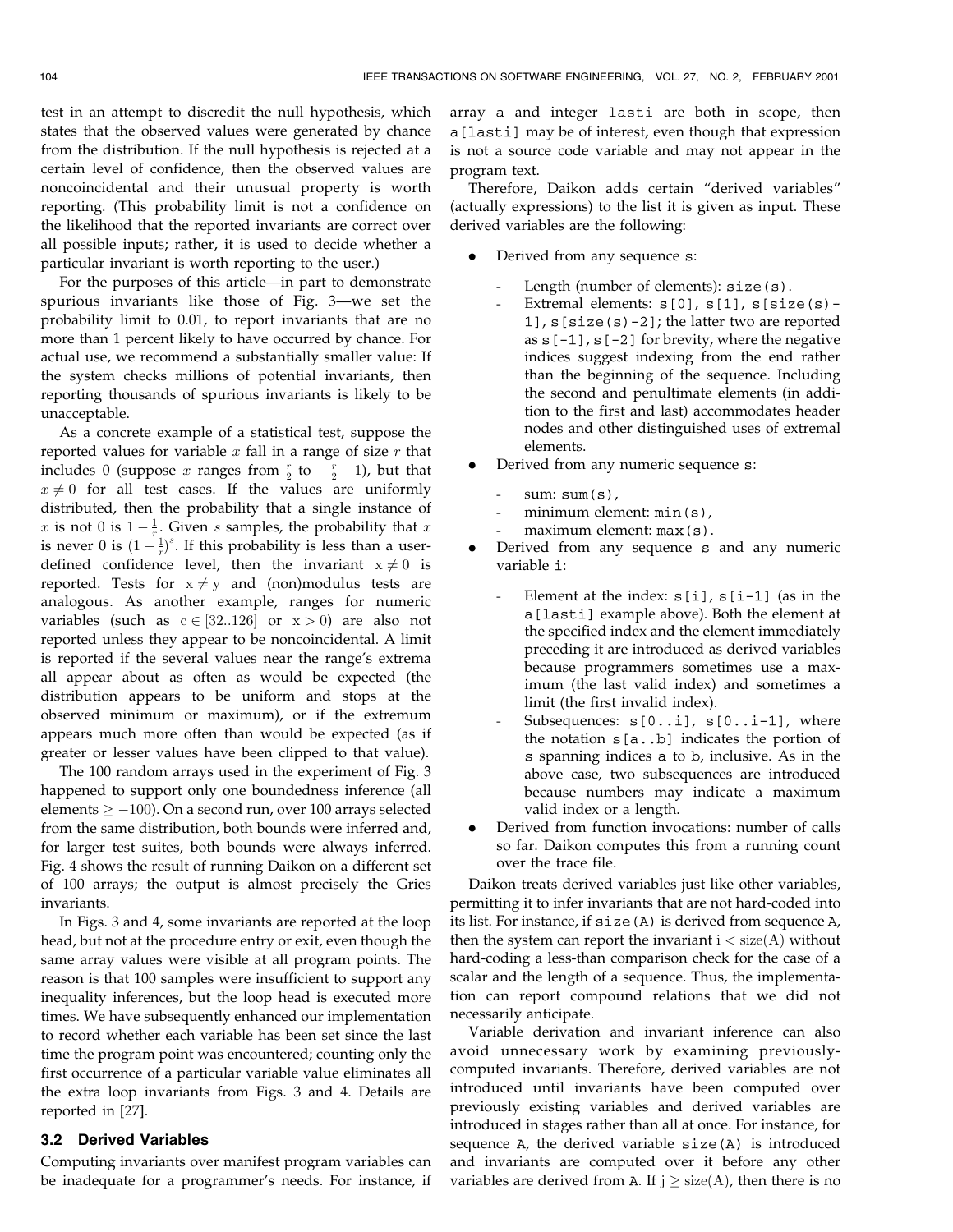test in an attempt to discredit the null hypothesis, which states that the observed values were generated by chance from the distribution. If the null hypothesis is rejected at a certain level of confidence, then the observed values are noncoincidental and their unusual property is worth reporting. (This probability limit is not a confidence on the likelihood that the reported invariants are correct over all possible inputs; rather, it is used to decide whether a particular invariant is worth reporting to the user.)

For the purposes of this article—in part to demonstrate spurious invariants like those of Fig. 3—we set the probability limit to 0.01, to report invariants that are no more than 1 percent likely to have occurred by chance. For actual use, we recommend a substantially smaller value: If the system checks millions of potential invariants, then reporting thousands of spurious invariants is likely to be unacceptable.

As a concrete example of a statistical test, suppose the reported values for variable $x$ fall in a range of size $r$ that includes 0 (suppose $x$ ranges from $\frac{r}{2}$ to $-\frac{r}{2}-1$), but that $x \neq 0$ for all test cases. If the values are uniformly distributed, then the probability that a single instance of $x$ is not 0 is $1-\frac{1}{r}$. Given $s$ samples, the probability that $x$ is never 0 is $(1-\frac{1}{r})^s$. If this probability is less than a user-defined confidence level, then the invariant $\mathrm{x} \neq 0$ is reported. Tests for $\mathrm{x} \neq \mathrm{y}$ and (non)modulus tests are analogous. As another example, ranges for numeric variables (such as $\mathrm{c} \in [32..126]$ or $\mathrm{x} > 0$) are also not reported unless they appear to be noncoincidental. A limit is reported if the several values near the range's extrema all appear about as often as would be expected (the distribution appears to be uniform and stops at the observed minimum or maximum), or if the extremum appears much more often than would be expected (as if greater or lesser values have been clipped to that value).

The 100 random arrays used in the experiment of Fig. 3 happened to support only one boundedness inference (all elements $\geq -100$). On a second run, over 100 arrays selected from the same distribution, both bounds were inferred and, for larger test suites, both bounds were always inferred. Fig. 4 shows the result of running Daikon on a different set of 100 arrays; the output is almost precisely the Gries invariants.

In Figs. 3 and 4, some invariants are reported at the loop head, but not at the procedure entry or exit, even though the same array values were visible at all program points. The reason is that 100 samples were insufficient to support any inequality inferences, but the loop head is executed more times. We have subsequently enhanced our implementation to record whether each variable has been set since the last time the program point was encountered; counting only the first occurrence of a particular variable value eliminates all the extra loop invariants from Figs. 3 and 4. Details are reported in [27].

### 3.2 Derived Variables

Computing invariants over manifest program variables can be inadequate for a programmer's needs. For instance, if array `a` and integer `lasti` are both in scope, then `a[lasti]` may be of interest, even though that expression is not a source code variable and may not appear in the program text.

Therefore, Daikon adds certain "derived variables" (actually expressions) to the list it is given as input. These derived variables are the following:

- Derived from any sequence `s`:
  - Length (number of elements): `size(s)`.
  - Extremal elements: `s[0]`, `s[1]`, `s[size(s)-1]`, `s[size(s)-2]`; the latter two are reported as `s[-1]`, `s[-2]` for brevity, where the negative indices suggest indexing from the end rather than the beginning of the sequence. Including the second and penultimate elements (in addition to the first and last) accommodates header nodes and other distinguished uses of extremal elements.
- Derived from any numeric sequence `s`:
  - sum: `sum(s)`,
  - minimum element: `min(s)`,
  - maximum element: `max(s)`.
- Derived from any sequence `s` and any numeric variable `i`:
  - Element at the index: `s[i]`, `s[i-1]` (as in the `a[lasti]` example above). Both the element at the specified index and the element immediately preceding it are introduced as derived variables because programmers sometimes use a maximum (the last valid index) and sometimes a limit (the first invalid index).
  - Subsequences: `s[0..i]`, `s[0..i-1]`, where the notation `s[a..b]` indicates the portion of `s` spanning indices `a` to `b`, inclusive. As in the above case, two subsequences are introduced because numbers may indicate a maximum valid index or a length.
- Derived from function invocations: number of calls so far. Daikon computes this from a running count over the trace file.

Daikon treats derived variables just like other variables, permitting it to infer invariants that are not hard-coded into its list. For instance, if `size(A)` is derived from sequence `A`, then the system can report the invariant $\mathrm{i} < \mathrm{size(A)}$ without hard-coding a less-than comparison check for the case of a scalar and the length of a sequence. Thus, the implementation can report compound relations that we did not necessarily anticipate.

Variable derivation and invariant inference can also avoid unnecessary work by examining previously-computed invariants. Therefore, derived variables are not introduced until invariants have been computed over previously existing variables and derived variables are introduced in stages rather than all at once. For instance, for sequence `A`, the derived variable `size(A)` is introduced and invariants are computed over it before any other variables are derived from `A`. If $\mathrm{j} \geq \mathrm{size(A)}$, then there is no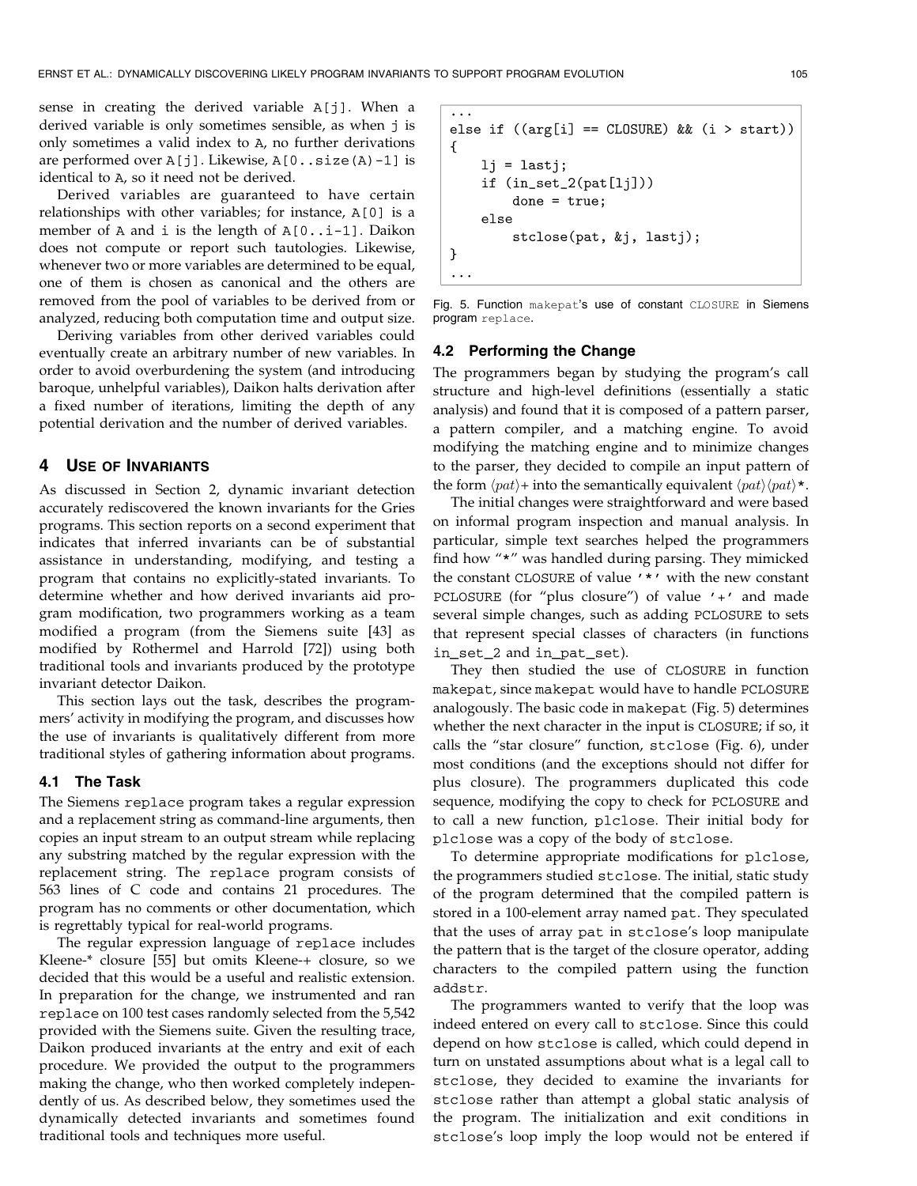sense in creating the derived variable A[j]. When a derived variable is only sometimes sensible, as when j is only sometimes a valid index to A, no further derivations are performed over A[j]. Likewise, A[0..size(A)-1] is identical to A, so it need not be derived.

Derived variables are guaranteed to have certain relationships with other variables; for instance, A[0] is a member of A and i is the length of A[0..i-1]. Daikon does not compute or report such tautologies. Likewise, whenever two or more variables are determined to be equal, one of them is chosen as canonical and the others are removed from the pool of variables to be derived from or analyzed, reducing both computation time and output size.

Deriving variables from other derived variables could eventually create an arbitrary number of new variables. In order to avoid overburdening the system (and introducing baroque, unhelpful variables), Daikon halts derivation after a fixed number of iterations, limiting the depth of any potential derivation and the number of derived variables.

## 4 Use of Invariants

As discussed in Section 2, dynamic invariant detection accurately rediscovered the known invariants for the Gries programs. This section reports on a second experiment that indicates that inferred invariants can be of substantial assistance in understanding, modifying, and testing a program that contains no explicitly-stated invariants. To determine whether and how derived invariants aid program modification, two programmers working as a team modified a program (from the Siemens suite [43] as modified by Rothermel and Harrold [72]) using both traditional tools and invariants produced by the prototype invariant detector Daikon.

This section lays out the task, describes the programmers' activity in modifying the program, and discusses how the use of invariants is qualitatively different from more traditional styles of gathering information about programs.

### 4.1 The Task

The Siemens replace program takes a regular expression and a replacement string as command-line arguments, then copies an input stream to an output stream while replacing any substring matched by the regular expression with the replacement string. The replace program consists of 563 lines of C code and contains 21 procedures. The program has no comments or other documentation, which is regrettably typical for real-world programs.

The regular expression language of replace includes Kleene-* closure [55] but omits Kleene-+ closure, so we decided that this would be a useful and realistic extension. In preparation for the change, we instrumented and ran replace on 100 test cases randomly selected from the 5,542 provided with the Siemens suite. Given the resulting trace, Daikon produced invariants at the entry and exit of each procedure. We provided the output to the programmers making the change, who then worked completely independently of us. As described below, they sometimes used the dynamically detected invariants and sometimes found traditional tools and techniques more useful.

```
...
else if ((arg[i] == CLOSURE) && (i > start))
{
    lj = lastj;
    if (in_set_2(pat[lj]))
        done = true;
    else
        stclose(pat, &j, lastj);
}
...
```

Fig. 5. Function makepat's use of constant CLOSURE in Siemens program replace.

### 4.2 Performing the Change

The programmers began by studying the program's call structure and high-level definitions (essentially a static analysis) and found that it is composed of a pattern parser, a pattern compiler, and a matching engine. To avoid modifying the matching engine and to minimize changes to the parser, they decided to compile an input pattern of the form $\langle pat \rangle$+ into the semantically equivalent $\langle pat \rangle \langle pat \rangle$*.

The initial changes were straightforward and were based on informal program inspection and manual analysis. In particular, simple text searches helped the programmers find how "*" was handled during parsing. They mimicked the constant CLOSURE of value '*' with the new constant PCLOSURE (for "plus closure") of value '+' and made several simple changes, such as adding PCLOSURE to sets that represent special classes of characters (in functions in_set_2 and in_pat_set).

They then studied the use of CLOSURE in function makepat, since makepat would have to handle PCLOSURE analogously. The basic code in makepat (Fig. 5) determines whether the next character in the input is CLOSURE; if so, it calls the "star closure" function, stclose (Fig. 6), under most conditions (and the exceptions should not differ for plus closure). The programmers duplicated this code sequence, modifying the copy to check for PCLOSURE and to call a new function, plclose. Their initial body for plclose was a copy of the body of stclose.

To determine appropriate modifications for plclose, the programmers studied stclose. The initial, static study of the program determined that the compiled pattern is stored in a 100-element array named pat. They speculated that the uses of array pat in stclose's loop manipulate the pattern that is the target of the closure operator, adding characters to the compiled pattern using the function addstr.

The programmers wanted to verify that the loop was indeed entered on every call to stclose. Since this could depend on how stclose is called, which could depend in turn on unstated assumptions about what is a legal call to stclose, they decided to examine the invariants for stclose rather than attempt a global static analysis of the program. The initialization and exit conditions in stclose's loop imply the loop would not be entered if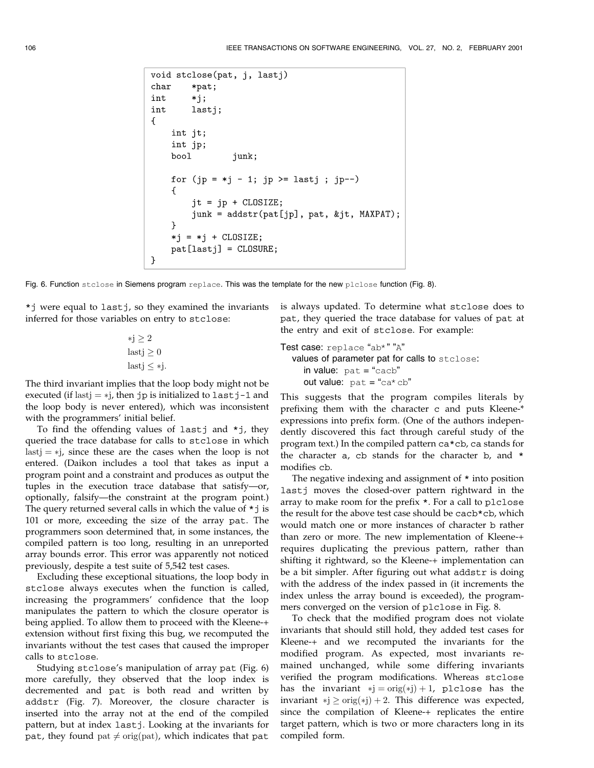```
void stclose(pat, j, lastj)
char    *pat;
int     *j;
int     lastj;
{
    int jt;
    int jp;
    bool        junk;

    for (jp = *j - 1; jp >= lastj ; jp--)
    {
        jt = jp + CLOSIZE;
        junk = addstr(pat[jp], pat, &jt, MAXPAT);
    }
    *j = *j + CLOSIZE;
    pat[lastj] = CLOSURE;
}
```

Fig. 6. Function stclose in Siemens program replace. This was the template for the new plclose function (Fig. 8).

*j were equal to lastj, so they examined the invariants inferred for those variables on entry to stclose:

$$*\mathrm{j} \geq 2$$
$$\mathrm{lastj} \geq 0$$
$$\mathrm{lastj} \leq *\mathrm{j}.$$

The third invariant implies that the loop body might not be executed (if $\mathrm{lastj} = *\mathrm{j}$, then jp is initialized to lastj-1 and the loop body is never entered), which was inconsistent with the programmers' initial belief.

To find the offending values of lastj and *j, they queried the trace database for calls to stclose in which $\mathrm{lastj} = *\mathrm{j}$, since these are the cases when the loop is not entered. (Daikon includes a tool that takes as input a program point and a constraint and produces as output the tuples in the execution trace database that satisfy—or, optionally, falsify—the constraint at the program point.) The query returned several calls in which the value of *j is 101 or more, exceeding the size of the array pat. The programmers soon determined that, in some instances, the compiled pattern is too long, resulting in an unreported array bounds error. This error was apparently not noticed previously, despite a test suite of 5,542 test cases.

Excluding these exceptional situations, the loop body in stclose always executes when the function is called, increasing the programmers' confidence that the loop manipulates the pattern to which the closure operator is being applied. To allow them to proceed with the Kleene-+ extension without first fixing this bug, we recomputed the invariants without the test cases that caused the improper calls to stclose.

Studying stclose's manipulation of array pat (Fig. 6) more carefully, they observed that the loop index is decremented and pat is both read and written by addstr (Fig. 7). Moreover, the closure character is inserted into the array not at the end of the compiled pattern, but at index lastj. Looking at the invariants for pat, they found $\mathrm{pat} \neq \mathrm{orig(pat)}$, which indicates that pat is always updated. To determine what stclose does to pat, they queried the trace database for values of pat at the entry and exit of stclose. For example:

Test case: replace "ab*" "A"
values of parameter pat for calls to stclose:
in value: pat = "cacb"
out value: pat = "ca*cb"

This suggests that the program compiles literals by prefixing them with the character c and puts Kleene-* expressions into prefix form. (One of the authors independently discovered this fact through careful study of the program text.) In the compiled pattern ca*cb, ca stands for the character a, cb stands for the character b, and * modifies cb.

The negative indexing and assignment of * into position lastj moves the closed-over pattern rightward in the array to make room for the prefix *. For a call to plclose the result for the above test case should be cacb*cb, which would match one or more instances of character b rather than zero or more. The new implementation of Kleene-+ requires duplicating the previous pattern, rather than shifting it rightward, so the Kleene-+ implementation can be a bit simpler. After figuring out what addstr is doing with the address of the index passed in (it increments the index unless the array bound is exceeded), the programmers converged on the version of plclose in Fig. 8.

To check that the modified program does not violate invariants that should still hold, they added test cases for Kleene-+ and we recomputed the invariants for the modified program. As expected, most invariants remained unchanged, while some differing invariants verified the program modifications. Whereas stclose has the invariant $*\mathrm{j} = \mathrm{orig}(*\mathrm{j}) + 1$, plclose has the invariant $*\mathrm{j} \geq \mathrm{orig}(*\mathrm{j}) + 2$. This difference was expected, since the compilation of Kleene-+ replicates the entire target pattern, which is two or more characters long in its compiled form.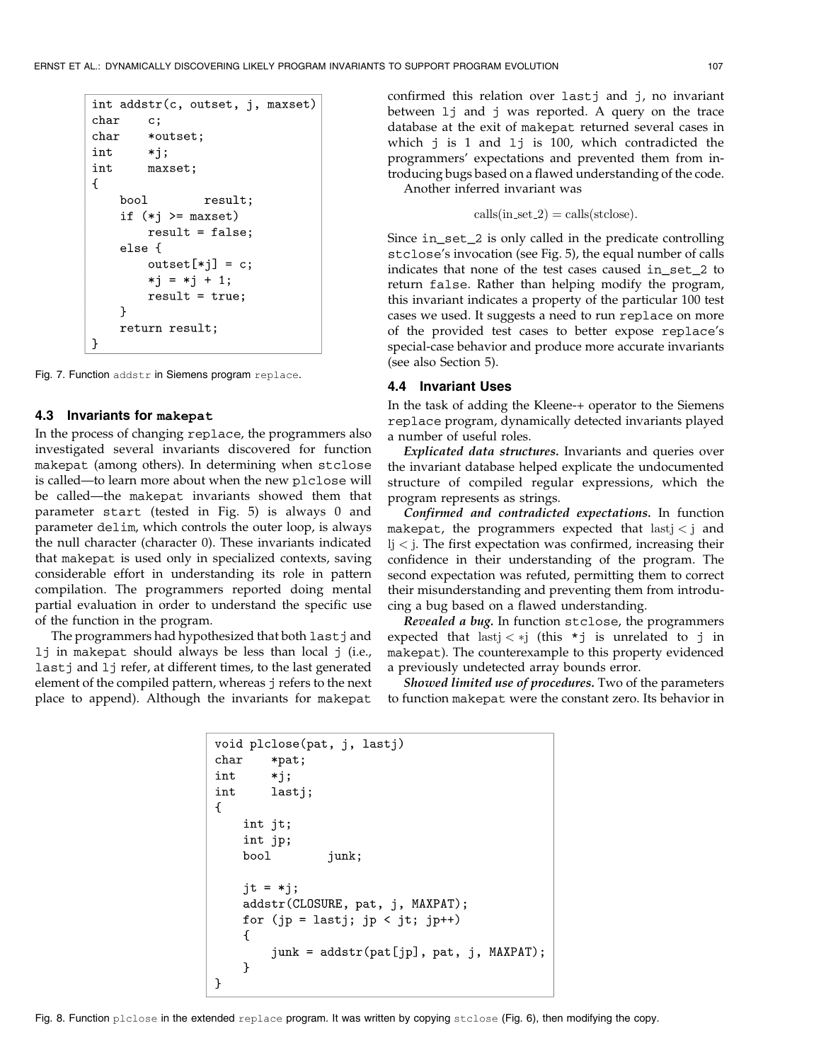```
int addstr(c, outset, j, maxset)
char    c;
char    *outset;
int     *j;
int     maxset;
{
    bool        result;
    if (*j >= maxset)
        result = false;
    else {
        outset[*j] = c;
        *j = *j + 1;
        result = true;
    }
    return result;
}
```

Fig. 7. Function addstr in Siemens program replace.

### 4.3 Invariants for makepat

In the process of changing replace, the programmers also investigated several invariants discovered for function makepat (among others). In determining when stclose is called—to learn more about when the new plclose will be called—the makepat invariants showed them that parameter start (tested in Fig. 5) is always 0 and parameter delim, which controls the outer loop, is always the null character (character 0). These invariants indicated that makepat is used only in specialized contexts, saving considerable effort in understanding its role in pattern compilation. The programmers reported doing mental partial evaluation in order to understand the specific use of the function in the program.

The programmers had hypothesized that both lastj and lj in makepat should always be less than local j (i.e., lastj and lj refer, at different times, to the last generated element of the compiled pattern, whereas j refers to the next place to append). Although the invariants for makepat confirmed this relation over lastj and j, no invariant between lj and j was reported. A query on the trace database at the exit of makepat returned several cases in which j is 1 and lj is 100, which contradicted the programmers' expectations and prevented them from introducing bugs based on a flawed understanding of the code.

Another inferred invariant was

$$\text{calls}(\text{in\_set\_2}) = \text{calls}(\text{stclose}).$$

Since in_set_2 is only called in the predicate controlling stclose's invocation (see Fig. 5), the equal number of calls indicates that none of the test cases caused in_set_2 to return false. Rather than helping modify the program, this invariant indicates a property of the particular 100 test cases we used. It suggests a need to run replace on more of the provided test cases to better expose replace's special-case behavior and produce more accurate invariants (see also Section 5).

### 4.4 Invariant Uses

In the task of adding the Kleene-+ operator to the Siemens replace program, dynamically detected invariants played a number of useful roles.

***Explicated data structures.*** Invariants and queries over the invariant database helped explicate the undocumented structure of compiled regular expressions, which the program represents as strings.

***Confirmed and contradicted expectations.*** In function makepat, the programmers expected that $\text{lastj} < \text{j}$ and $\text{lj} < \text{j}$. The first expectation was confirmed, increasing their confidence in their understanding of the program. The second expectation was refuted, permitting them to correct their misunderstanding and preventing them from introducing a bug based on a flawed understanding.

***Revealed a bug.*** In function stclose, the programmers expected that $\text{lastj} < *\text{j}$ (this *j is unrelated to j in makepat). The counterexample to this property evidenced a previously undetected array bounds error.

***Showed limited use of procedures.*** Two of the parameters to function makepat were the constant zero. Its behavior in

```
void plclose(pat, j, lastj)
char    *pat;
int     *j;
int     lastj;
{
    int jt;
    int jp;
    bool        junk;

    jt = *j;
    addstr(CLOSURE, pat, j, MAXPAT);
    for (jp = lastj; jp < jt; jp++)
    {
        junk = addstr(pat[jp], pat, j, MAXPAT);
    }
}
```

Fig. 8. Function plclose in the extended replace program. It was written by copying stclose (Fig. 6), then modifying the copy.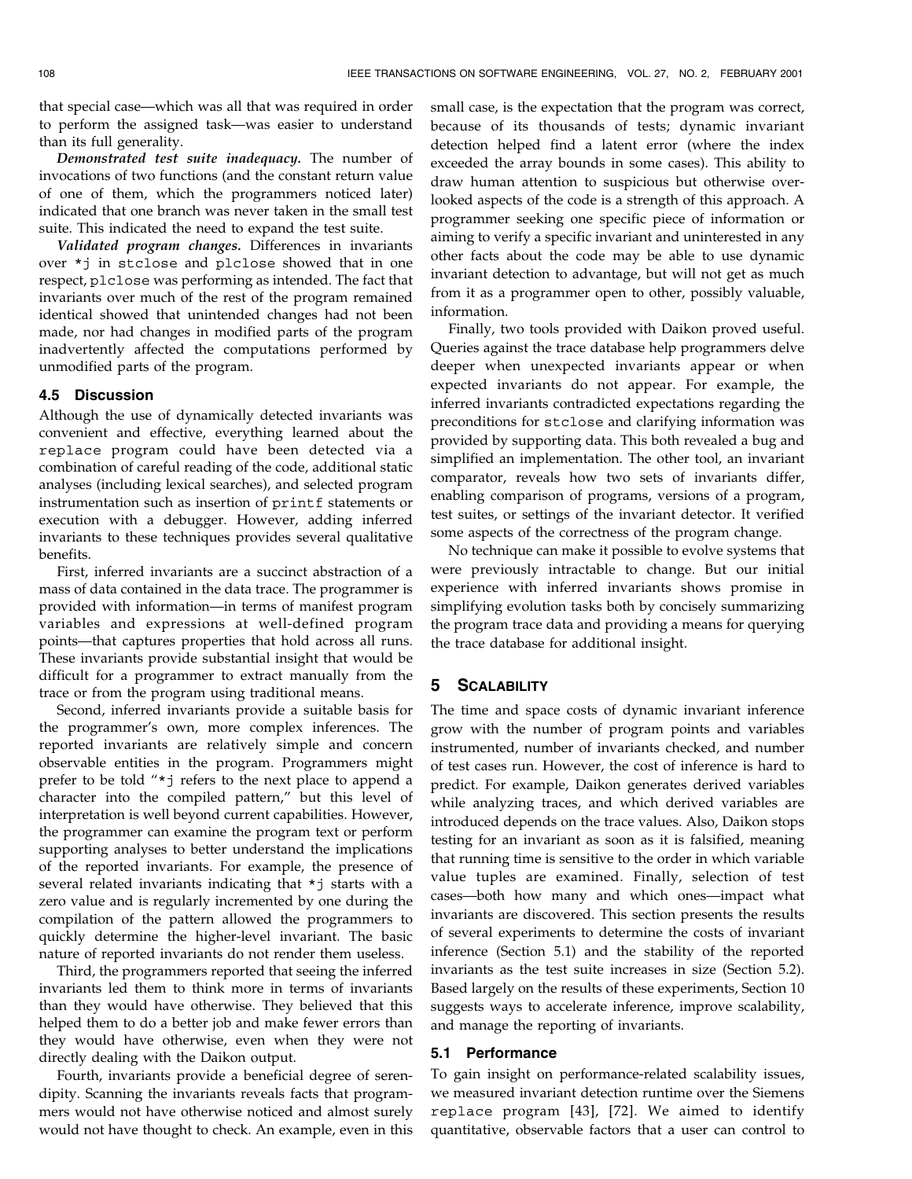that special case—which was all that was required in order to perform the assigned task—was easier to understand than its full generality.

***Demonstrated test suite inadequacy.*** The number of invocations of two functions (and the constant return value of one of them, which the programmers noticed later) indicated that one branch was never taken in the small test suite. This indicated the need to expand the test suite.

***Validated program changes.*** Differences in invariants over `*j` in `stclose` and `plclose` showed that in one respect, `plclose` was performing as intended. The fact that invariants over much of the rest of the program remained identical showed that unintended changes had not been made, nor had changes in modified parts of the program inadvertently affected the computations performed by unmodified parts of the program.

### 4.5 Discussion

Although the use of dynamically detected invariants was convenient and effective, everything learned about the `replace` program could have been detected via a combination of careful reading of the code, additional static analyses (including lexical searches), and selected program instrumentation such as insertion of `printf` statements or execution with a debugger. However, adding inferred invariants to these techniques provides several qualitative benefits.

First, inferred invariants are a succinct abstraction of a mass of data contained in the data trace. The programmer is provided with information—in terms of manifest program variables and expressions at well-defined program points—that captures properties that hold across all runs. These invariants provide substantial insight that would be difficult for a programmer to extract manually from the trace or from the program using traditional means.

Second, inferred invariants provide a suitable basis for the programmer's own, more complex inferences. The reported invariants are relatively simple and concern observable entities in the program. Programmers might prefer to be told "`*j` refers to the next place to append a character into the compiled pattern," but this level of interpretation is well beyond current capabilities. However, the programmer can examine the program text or perform supporting analyses to better understand the implications of the reported invariants. For example, the presence of several related invariants indicating that `*j` starts with a zero value and is regularly incremented by one during the compilation of the pattern allowed the programmers to quickly determine the higher-level invariant. The basic nature of reported invariants do not render them useless.

Third, the programmers reported that seeing the inferred invariants led them to think more in terms of invariants than they would have otherwise. They believed that this helped them to do a better job and make fewer errors than they would have otherwise, even when they were not directly dealing with the Daikon output.

Fourth, invariants provide a beneficial degree of serendipity. Scanning the invariants reveals facts that programmers would not have otherwise noticed and almost surely would not have thought to check. An example, even in this small case, is the expectation that the program was correct, because of its thousands of tests; dynamic invariant detection helped find a latent error (where the index exceeded the array bounds in some cases). This ability to draw human attention to suspicious but otherwise overlooked aspects of the code is a strength of this approach. A programmer seeking one specific piece of information or aiming to verify a specific invariant and uninterested in any other facts about the code may be able to use dynamic invariant detection to advantage, but will not get as much from it as a programmer open to other, possibly valuable, information.

Finally, two tools provided with Daikon proved useful. Queries against the trace database help programmers delve deeper when unexpected invariants appear or when expected invariants do not appear. For example, the inferred invariants contradicted expectations regarding the preconditions for `stclose` and clarifying information was provided by supporting data. This both revealed a bug and simplified an implementation. The other tool, an invariant comparator, reveals how two sets of invariants differ, enabling comparison of programs, versions of a program, test suites, or settings of the invariant detector. It verified some aspects of the correctness of the program change.

No technique can make it possible to evolve systems that were previously intractable to change. But our initial experience with inferred invariants shows promise in simplifying evolution tasks both by concisely summarizing the program trace data and providing a means for querying the trace database for additional insight.

## 5 Scalability

The time and space costs of dynamic invariant inference grow with the number of program points and variables instrumented, number of invariants checked, and number of test cases run. However, the cost of inference is hard to predict. For example, Daikon generates derived variables while analyzing traces, and which derived variables are introduced depends on the trace values. Also, Daikon stops testing for an invariant as soon as it is falsified, meaning that running time is sensitive to the order in which variable value tuples are examined. Finally, selection of test cases—both how many and which ones—impact what invariants are discovered. This section presents the results of several experiments to determine the costs of invariant inference (Section 5.1) and the stability of the reported invariants as the test suite increases in size (Section 5.2). Based largely on the results of these experiments, Section 10 suggests ways to accelerate inference, improve scalability, and manage the reporting of invariants.

### 5.1 Performance

To gain insight on performance-related scalability issues, we measured invariant detection runtime over the Siemens `replace` program [43], [72]. We aimed to identify quantitative, observable factors that a user can control to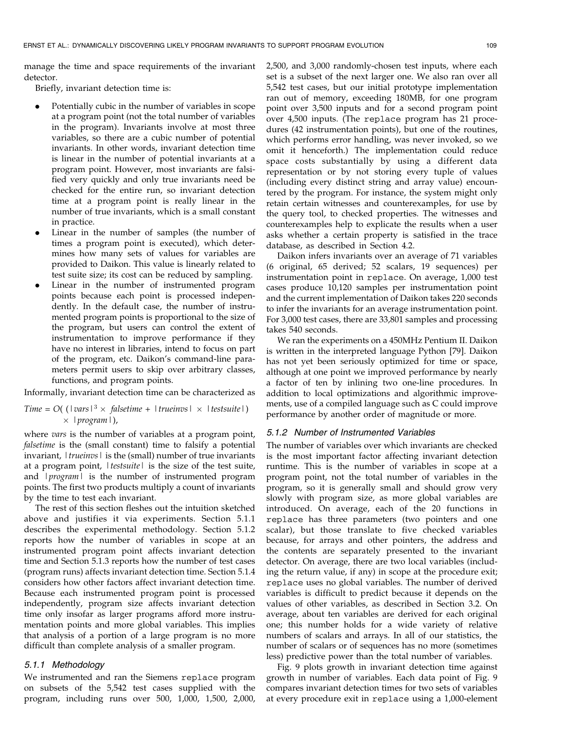manage the time and space requirements of the invariant detector.

Briefly, invariant detection time is:

- Potentially cubic in the number of variables in scope at a program point (not the total number of variables in the program). Invariants involve at most three variables, so there are a cubic number of potential invariants. In other words, invariant detection time is linear in the number of potential invariants at a program point. However, most invariants are falsified very quickly and only true invariants need be checked for the entire run, so invariant detection time at a program point is really linear in the number of true invariants, which is a small constant in practice.
- Linear in the number of samples (the number of times a program point is executed), which determines how many sets of values for variables are provided to Daikon. This value is linearly related to test suite size; its cost can be reduced by sampling.
- Linear in the number of instrumented program points because each point is processed independently. In the default case, the number of instrumented program points is proportional to the size of the program, but users can control the extent of instrumentation to improve performance if they have no interest in libraries, intend to focus on part of the program, etc. Daikon's command-line parameters permit users to skip over arbitrary classes, functions, and program points.

Informally, invariant detection time can be characterized as

$$Time = O(\,(|vars|^3 \times falsetime + |trueinvs| \times |testsuite|) \times |program|),$$

where *vars* is the number of variables at a program point, *falsetime* is the (small constant) time to falsify a potential invariant, $|trueinvs|$ is the (small) number of true invariants at a program point, $|testsuite|$ is the size of the test suite, and $|program|$ is the number of instrumented program points. The first two products multiply a count of invariants by the time to test each invariant.

The rest of this section fleshes out the intuition sketched above and justifies it via experiments. Section 5.1.1 describes the experimental methodology. Section 5.1.2 reports how the number of variables in scope at an instrumented program point affects invariant detection time and Section 5.1.3 reports how the number of test cases (program runs) affects invariant detection time. Section 5.1.4 considers how other factors affect invariant detection time. Because each instrumented program point is processed independently, program size affects invariant detection time only insofar as larger programs afford more instrumentation points and more global variables. This implies that analysis of a portion of a large program is no more difficult than complete analysis of a smaller program.

### 5.1.1 Methodology

We instrumented and ran the Siemens `replace` program on subsets of the 5,542 test cases supplied with the program, including runs over 500, 1,000, 1,500, 2,000, 2,500, and 3,000 randomly-chosen test inputs, where each set is a subset of the next larger one. We also ran over all 5,542 test cases, but our initial prototype implementation ran out of memory, exceeding 180MB, for one program point over 3,500 inputs and for a second program point over 4,500 inputs. (The `replace` program has 21 procedures (42 instrumentation points), but one of the routines, which performs error handling, was never invoked, so we omit it henceforth.) The implementation could reduce space costs substantially by using a different data representation or by not storing every tuple of values (including every distinct string and array value) encountered by the program. For instance, the system might only retain certain witnesses and counterexamples, for use by the query tool, to checked properties. The witnesses and counterexamples help to explicate the results when a user asks whether a certain property is satisfied in the trace database, as described in Section 4.2.

Daikon infers invariants over an average of 71 variables (6 original, 65 derived; 52 scalars, 19 sequences) per instrumentation point in `replace`. On average, 1,000 test cases produce 10,120 samples per instrumentation point and the current implementation of Daikon takes 220 seconds to infer the invariants for an average instrumentation point. For 3,000 test cases, there are 33,801 samples and processing takes 540 seconds.

We ran the experiments on a 450MHz Pentium II. Daikon is written in the interpreted language Python [79]. Daikon has not yet been seriously optimized for time or space, although at one point we improved performance by nearly a factor of ten by inlining two one-line procedures. In addition to local optimizations and algorithmic improvements, use of a compiled language such as C could improve performance by another order of magnitude or more.

### 5.1.2 Number of Instrumented Variables

The number of variables over which invariants are checked is the most important factor affecting invariant detection runtime. This is the number of variables in scope at a program point, not the total number of variables in the program, so it is generally small and should grow very slowly with program size, as more global variables are introduced. On average, each of the 20 functions in `replace` has three parameters (two pointers and one scalar), but those translate to five checked variables because, for arrays and other pointers, the address and the contents are separately presented to the invariant detector. On average, there are two local variables (including the return value, if any) in scope at the procedure exit; `replace` uses no global variables. The number of derived variables is difficult to predict because it depends on the values of other variables, as described in Section 3.2. On average, about ten variables are derived for each original one; this number holds for a wide variety of relative numbers of scalars and arrays. In all of our statistics, the number of scalars or of sequences has no more (sometimes less) predictive power than the total number of variables.

Fig. 9 plots growth in invariant detection time against growth in number of variables. Each data point of Fig. 9 compares invariant detection times for two sets of variables at every procedure exit in `replace` using a 1,000-element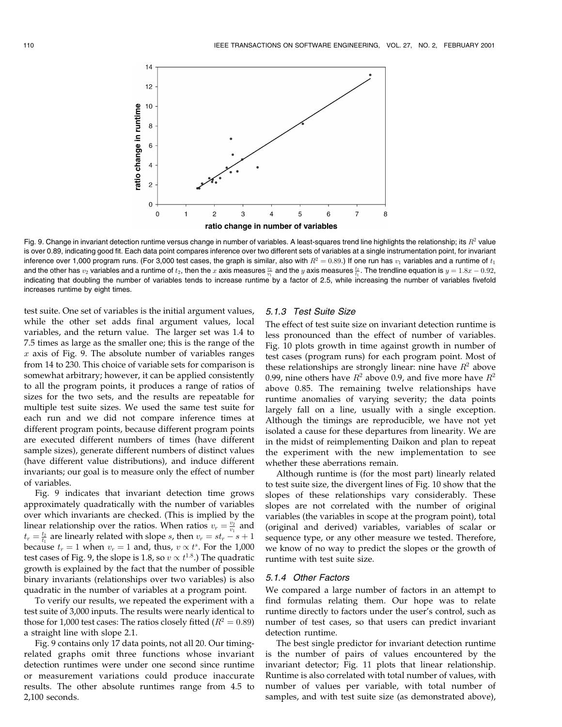Fig. 9. Change in invariant detection runtime versus change in number of variables. A least-squares trend line highlights the relationship; its $R^2$ value is over 0.89, indicating good fit. Each data point compares inference over two different sets of variables at a single instrumentation point, for invariant inference over 1,000 program runs. (For 3,000 test cases, the graph is similar, also with $R^2 = 0.89$.) If one run has $v_1$ variables and a runtime of $t_1$ and the other has $v_2$ variables and a runtime of $t_2$, then the $x$ axis measures $\frac{v_2}{v_1}$ and the $y$ axis measures $\frac{t_2}{t_1}$. The trendline equation is $y = 1.8x - 0.92$, indicating that doubling the number of variables tends to increase runtime by a factor of 2.5, while increasing the number of variables fivefold increases runtime by eight times.

test suite. One set of variables is the initial argument values, while the other set adds final argument values, local variables, and the return value. The larger set was 1.4 to 7.5 times as large as the smaller one; this is the range of the $x$ axis of Fig. 9. The absolute number of variables ranges from 14 to 230. This choice of variable sets for comparison is somewhat arbitrary; however, it can be applied consistently to all the program points, it produces a range of ratios of sizes for the two sets, and the results are repeatable for multiple test suite sizes. We used the same test suite for each run and we did not compare inference times at different program points, because different program points are executed different numbers of times (have different sample sizes), generate different numbers of distinct values (have different value distributions), and induce different invariants; our goal is to measure only the effect of number of variables.

Fig. 9 indicates that invariant detection time grows approximately quadratically with the number of variables over which invariants are checked. (This is implied by the linear relationship over the ratios. When ratios $v_r = \frac{v_2}{v_1}$ and $t_r = \frac{t_2}{t_1}$ are linearly related with slope $s$, then $v_r = st_r - s + 1$ because $t_r = 1$ when $v_r = 1$ and, thus, $v \propto t^s$. For the 1,000 test cases of Fig. 9, the slope is 1.8, so $v \propto t^{1.8}$.) The quadratic growth is explained by the fact that the number of possible binary invariants (relationships over two variables) is also quadratic in the number of variables at a program point.

To verify our results, we repeated the experiment with a test suite of 3,000 inputs. The results were nearly identical to those for 1,000 test cases: The ratios closely fitted ($R^2 = 0.89$) a straight line with slope 2.1.

Fig. 9 contains only 17 data points, not all 20. Our timing-related graphs omit three functions whose invariant detection runtimes were under one second since runtime or measurement variations could produce inaccurate results. The other absolute runtimes range from 4.5 to 2,100 seconds.

#### 5.1.3 Test Suite Size

The effect of test suite size on invariant detection runtime is less pronounced than the effect of number of variables. Fig. 10 plots growth in time against growth in number of test cases (program runs) for each program point. Most of these relationships are strongly linear: nine have $R^2$ above 0.99, nine others have $R^2$ above 0.9, and five more have $R^2$ above 0.85. The remaining twelve relationships have runtime anomalies of varying severity; the data points largely fall on a line, usually with a single exception. Although the timings are reproducible, we have not yet isolated a cause for these departures from linearity. We are in the midst of reimplementing Daikon and plan to repeat the experiment with the new implementation to see whether these aberrations remain.

Although runtime is (for the most part) linearly related to test suite size, the divergent lines of Fig. 10 show that the slopes of these relationships vary considerably. These slopes are not correlated with the number of original variables (the variables in scope at the program point), total (original and derived) variables, variables of scalar or sequence type, or any other measure we tested. Therefore, we know of no way to predict the slopes or the growth of runtime with test suite size.

#### 5.1.4 Other Factors

We compared a large number of factors in an attempt to find formulas relating them. Our hope was to relate runtime directly to factors under the user's control, such as number of test cases, so that users can predict invariant detection runtime.

The best single predictor for invariant detection runtime is the number of pairs of values encountered by the invariant detector; Fig. 11 plots that linear relationship. Runtime is also correlated with total number of values, with number of values per variable, with total number of samples, and with test suite size (as demonstrated above),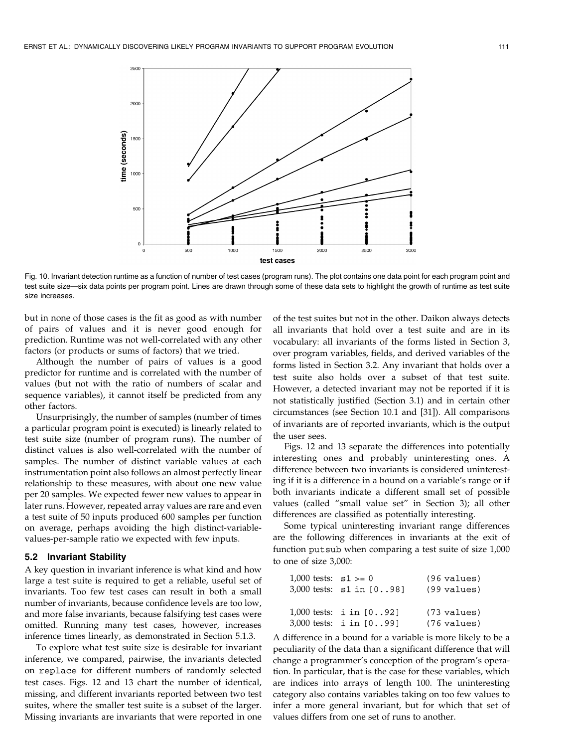2500

2000

1500

1000

500

0

0 500 1000 1500 2000 2500 3000

time (seconds)

test cases

Fig. 10. Invariant detection runtime as a function of number of test cases (program runs). The plot contains one data point for each program point and test suite size—six data points per program point. Lines are drawn through some of these data sets to highlight the growth of runtime as test suite size increases.

but in none of those cases is the fit as good as with number of pairs of values and it is never good enough for prediction. Runtime was not well-correlated with any other factors (or products or sums of factors) that we tried.

Although the number of pairs of values is a good predictor for runtime and is correlated with the number of values (but not with the ratio of numbers of scalar and sequence variables), it cannot itself be predicted from any other factors.

Unsurprisingly, the number of samples (number of times a particular program point is executed) is linearly related to test suite size (number of program runs). The number of distinct values is also well-correlated with the number of samples. The number of distinct variable values at each instrumentation point also follows an almost perfectly linear relationship to these measures, with about one new value per 20 samples. We expected fewer new values to appear in later runs. However, repeated array values are rare and even a test suite of 50 inputs produced 600 samples per function on average, perhaps avoiding the high distinct-variable-values-per-sample ratio we expected with few inputs.

### 5.2 Invariant Stability

A key question in invariant inference is what kind and how large a test suite is required to get a reliable, useful set of invariants. Too few test cases can result in both a small number of invariants, because confidence levels are too low, and more false invariants, because falsifying test cases were omitted. Running many test cases, however, increases inference times linearly, as demonstrated in Section 5.1.3.

To explore what test suite size is desirable for invariant inference, we compared, pairwise, the invariants detected on `replace` for different numbers of randomly selected test cases. Figs. 12 and 13 chart the number of identical, missing, and different invariants reported between two test suites, where the smaller test suite is a subset of the larger. Missing invariants are invariants that were reported in one of the test suites but not in the other. Daikon always detects all invariants that hold over a test suite and are in its vocabulary: all invariants of the forms listed in Section 3, over program variables, fields, and derived variables of the forms listed in Section 3.2. Any invariant that holds over a test suite also holds over a subset of that test suite. However, a detected invariant may not be reported if it is not statistically justified (Section 3.1) and in certain other circumstances (see Section 10.1 and [31]). All comparisons of invariants are of reported invariants, which is the output the user sees.

Figs. 12 and 13 separate the differences into potentially interesting ones and probably uninteresting ones. A difference between two invariants is considered uninteresting if it is a difference in a bound on a variable's range or if both invariants indicate a different small set of possible values (called "small value set" in Section 3); all other differences are classified as potentially interesting.

Some typical uninteresting invariant range differences are the following differences in invariants at the exit of function `putsub` when comparing a test suite of size 1,000 to one of size 3,000:

```
1,000 tests:  s1 >= 0              (96 values)
3,000 tests:  s1 in [0..98]        (99 values)

1,000 tests:  i in [0..92]         (73 values)
3,000 tests:  i in [0..99]         (76 values)
```

A difference in a bound for a variable is more likely to be a peculiarity of the data than a significant difference that will change a programmer's conception of the program's operation. In particular, that is the case for these variables, which are indices into arrays of length 100. The uninteresting category also contains variables taking on too few values to infer a more general invariant, but for which that set of values differs from one set of runs to another.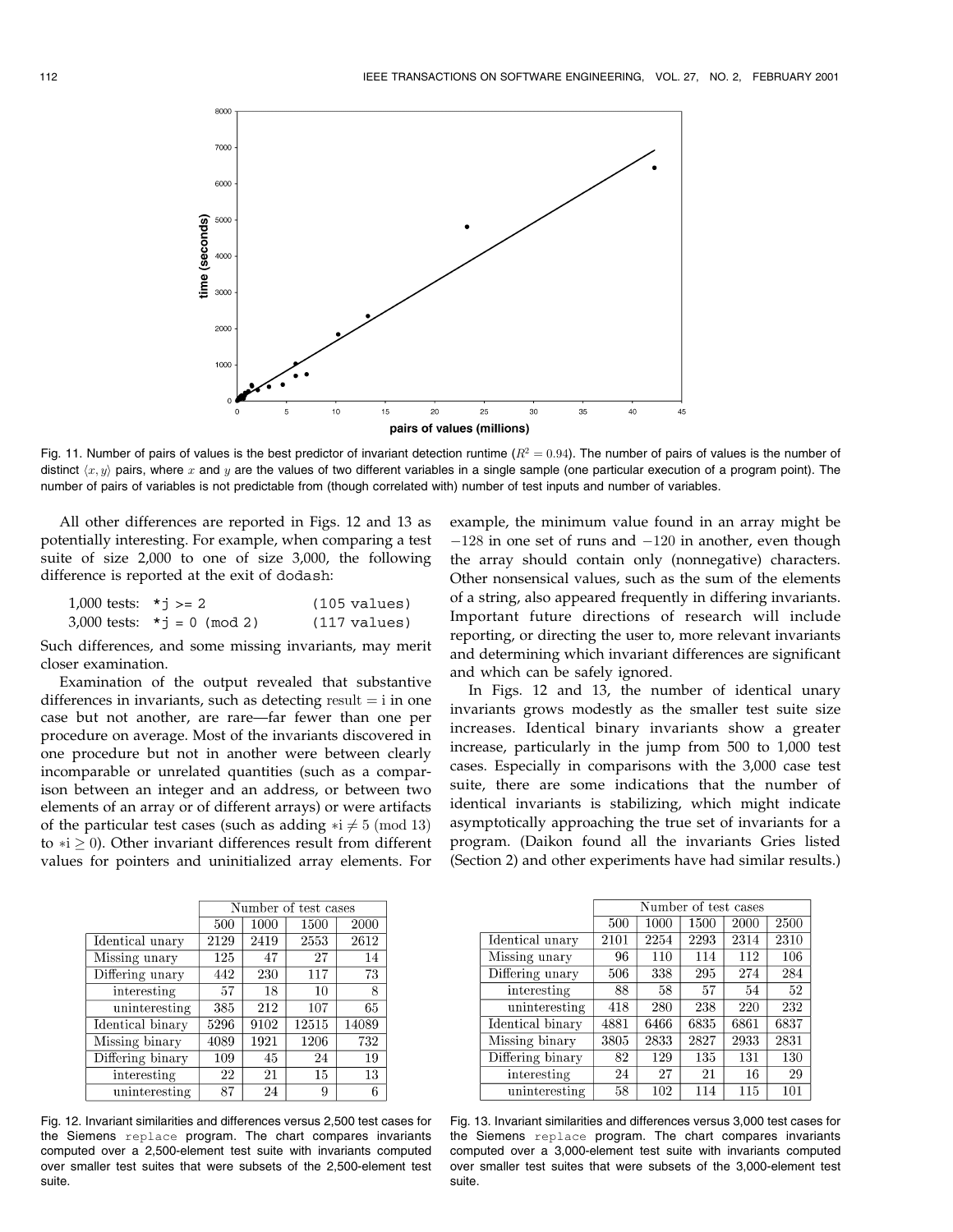Fig. 11. Number of pairs of values is the best predictor of invariant detection runtime ($R^2 = 0.94$). The number of pairs of values is the number of distinct $\langle x, y \rangle$ pairs, where $x$ and $y$ are the values of two different variables in a single sample (one particular execution of a program point). The number of pairs of variables is not predictable from (though correlated with) number of test inputs and number of variables.

All other differences are reported in Figs. 12 and 13 as potentially interesting. For example, when comparing a test suite of size 2,000 to one of size 3,000, the following difference is reported at the exit of `dodash`:

```
1,000 tests:  *j >= 2            (105 values)
3,000 tests:  *j = 0 (mod 2)     (117 values)
```

Such differences, and some missing invariants, may merit closer examination.

Examination of the output revealed that substantive differences in invariants, such as detecting $\mathrm{result} = \mathrm{i}$ in one case but not another, are rare—far fewer than one per procedure on average. Most of the invariants discovered in one procedure but not in another were between clearly incomparable or unrelated quantities (such as a comparison between an integer and an address, or between two elements of an array or of different arrays) or were artifacts of the particular test cases (such as adding $*\mathrm{i} \neq 5 \pmod{13}$ to $*\mathrm{i} \geq 0$). Other invariant differences result from different values for pointers and uninitialized array elements. For example, the minimum value found in an array might be $-128$ in one set of runs and $-120$ in another, even though the array should contain only (nonnegative) characters. Other nonsensical values, such as the sum of the elements of a string, also appeared frequently in differing invariants. Important future directions of research will include reporting, or directing the user to, more relevant invariants and determining which invariant differences are significant and which can be safely ignored.

In Figs. 12 and 13, the number of identical unary invariants grows modestly as the smaller test suite size increases. Identical binary invariants show a greater increase, particularly in the jump from 500 to 1,000 test cases. Especially in comparisons with the 3,000 case test suite, there are some indications that the number of identical invariants is stabilizing, which might indicate asymptotically approaching the true set of invariants for a program. (Daikon found all the invariants Gries listed (Section 2) and other experiments have had similar results.)

| | Number of test cases | | | |
|---|---|---|---|---|
| | 500 | 1000 | 1500 | 2000 |
| Identical unary | 2129 | 2419 | 2553 | 2612 |
| Missing unary | 125 | 47 | 27 | 14 |
| Differing unary | 442 | 230 | 117 | 73 |
| interesting | 57 | 18 | 10 | 8 |
| uninteresting | 385 | 212 | 107 | 65 |
| Identical binary | 5296 | 9102 | 12515 | 14089 |
| Missing binary | 4089 | 1921 | 1206 | 732 |
| Differing binary | 109 | 45 | 24 | 19 |
| interesting | 22 | 21 | 15 | 13 |
| uninteresting | 87 | 24 | 9 | 6 |

Fig. 12. Invariant similarities and differences versus 2,500 test cases for the Siemens `replace` program. The chart compares invariants computed over a 2,500-element test suite with invariants computed over smaller test suites that were subsets of the 2,500-element test suite.

| | Number of test cases | | | | |
|---|---|---|---|---|---|
| | 500 | 1000 | 1500 | 2000 | 2500 |
| Identical unary | 2101 | 2254 | 2293 | 2314 | 2310 |
| Missing unary | 96 | 110 | 114 | 112 | 106 |
| Differing unary | 506 | 338 | 295 | 274 | 284 |
| interesting | 88 | 58 | 57 | 54 | 52 |
| uninteresting | 418 | 280 | 238 | 220 | 232 |
| Identical binary | 4881 | 6466 | 6835 | 6861 | 6837 |
| Missing binary | 3805 | 2833 | 2827 | 2933 | 2831 |
| Differing binary | 82 | 129 | 135 | 131 | 130 |
| interesting | 24 | 27 | 21 | 16 | 29 |
| uninteresting | 58 | 102 | 114 | 115 | 101 |

Fig. 13. Invariant similarities and differences versus 3,000 test cases for the Siemens `replace` program. The chart compares invariants computed over a 3,000-element test suite with invariants computed over smaller test suites that were subsets of the 3,000-element test suite.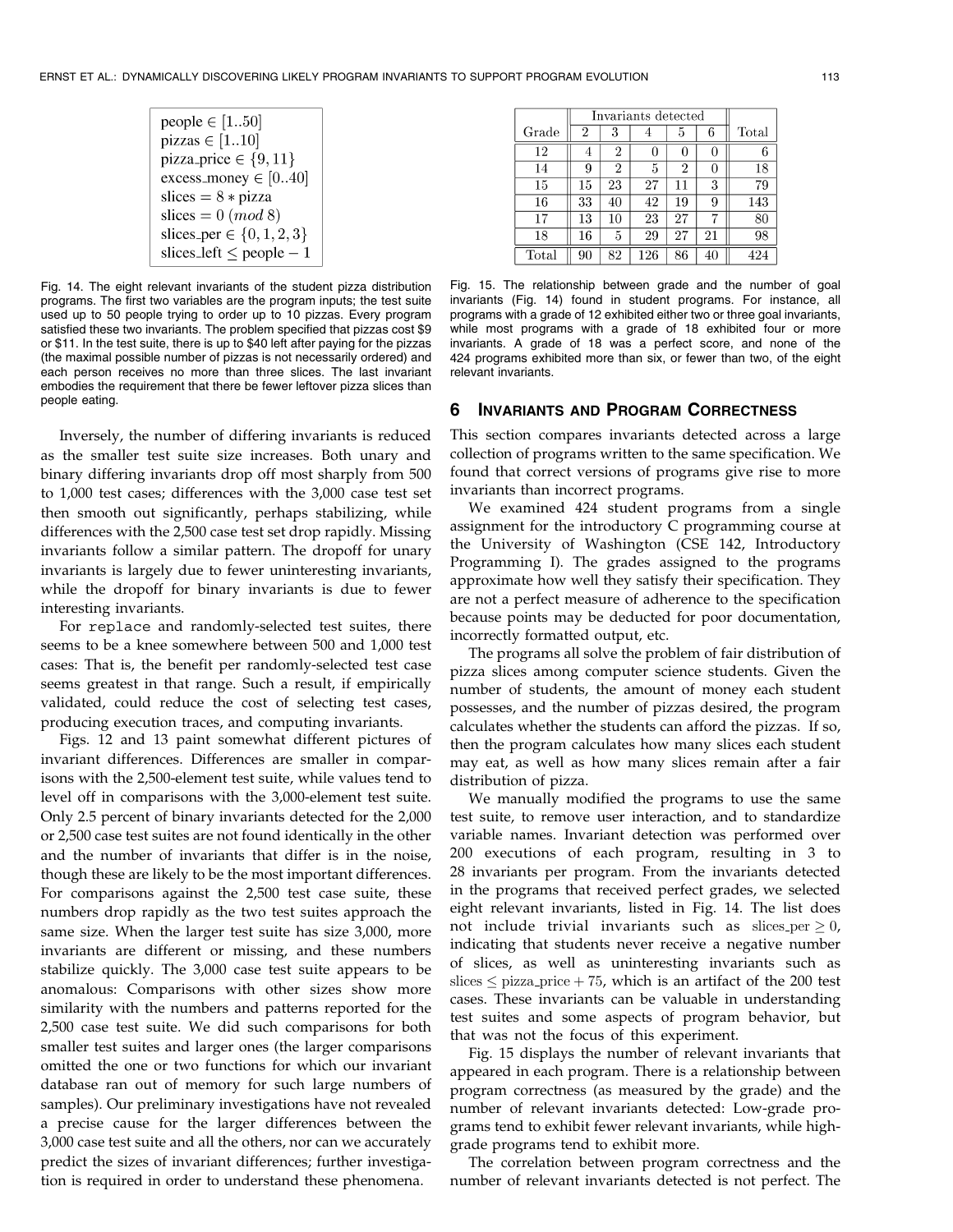$$\begin{aligned}
&\text{people} \in [1..50] \\
&\text{pizzas} \in [1..10] \\
&\text{pizza\_price} \in \{9, 11\} \\
&\text{excess\_money} \in [0..40] \\
&\text{slices} = 8 * \text{pizza} \\
&\text{slices} = 0 \ (mod\ 8) \\
&\text{slices\_per} \in \{0, 1, 2, 3\} \\
&\text{slices\_left} \leq \text{people} - 1
\end{aligned}$$

Fig. 14. The eight relevant invariants of the student pizza distribution programs. The first two variables are the program inputs; the test suite used up to 50 people trying to order up to 10 pizzas. Every program satisfied these two invariants. The problem specified that pizzas cost \$9 or \$11. In the test suite, there is up to \$40 left after paying for the pizzas (the maximal possible number of pizzas is not necessarily ordered) and each person receives no more than three slices. The last invariant embodies the requirement that there be fewer leftover pizza slices than people eating.

Inversely, the number of differing invariants is reduced as the smaller test suite size increases. Both unary and binary differing invariants drop off most sharply from 500 to 1,000 test cases; differences with the 3,000 case test set then smooth out significantly, perhaps stabilizing, while differences with the 2,500 case test set drop rapidly. Missing invariants follow a similar pattern. The dropoff for unary invariants is largely due to fewer uninteresting invariants, while the dropoff for binary invariants is due to fewer interesting invariants.

For `replace` and randomly-selected test suites, there seems to be a knee somewhere between 500 and 1,000 test cases: That is, the benefit per randomly-selected test case seems greatest in that range. Such a result, if empirically validated, could reduce the cost of selecting test cases, producing execution traces, and computing invariants.

Figs. 12 and 13 paint somewhat different pictures of invariant differences. Differences are smaller in comparisons with the 2,500-element test suite, while values tend to level off in comparisons with the 3,000-element test suite. Only 2.5 percent of binary invariants detected for the 2,000 or 2,500 case test suites are not found identically in the other and the number of invariants that differ is in the noise, though these are likely to be the most important differences. For comparisons against the 2,500 test case suite, these numbers drop rapidly as the two test suites approach the same size. When the larger test suite has size 3,000, more invariants are different or missing, and these numbers stabilize quickly. The 3,000 case test suite appears to be anomalous: Comparisons with other sizes show more similarity with the numbers and patterns reported for the 2,500 case test suite. We did such comparisons for both smaller test suites and larger ones (the larger comparisons omitted the one or two functions for which our invariant database ran out of memory for such large numbers of samples). Our preliminary investigations have not revealed a precise cause for the larger differences between the 3,000 case test suite and all the others, nor can we accurately predict the sizes of invariant differences; further investigation is required in order to understand these phenomena.

| Grade | Invariants detected | | | | | Total |
|---|---|---|---|---|---|---|
| | 2 | 3 | 4 | 5 | 6 | |
| 12 | 4 | 2 | 0 | 0 | 0 | 6 |
| 14 | 9 | 2 | 5 | 2 | 0 | 18 |
| 15 | 15 | 23 | 27 | 11 | 3 | 79 |
| 16 | 33 | 40 | 42 | 19 | 9 | 143 |
| 17 | 13 | 10 | 23 | 27 | 7 | 80 |
| 18 | 16 | 5 | 29 | 27 | 21 | 98 |
| Total | 90 | 82 | 126 | 86 | 40 | 424 |

Fig. 15. The relationship between grade and the number of goal invariants (Fig. 14) found in student programs. For instance, all programs with a grade of 12 exhibited either two or three goal invariants, while most programs with a grade of 18 exhibited four or more invariants. A grade of 18 was a perfect score, and none of the 424 programs exhibited more than six, or fewer than two, of the eight relevant invariants.

## 6 Invariants and Program Correctness

This section compares invariants detected across a large collection of programs written to the same specification. We found that correct versions of programs give rise to more invariants than incorrect programs.

We examined 424 student programs from a single assignment for the introductory C programming course at the University of Washington (CSE 142, Introductory Programming I). The grades assigned to the programs approximate how well they satisfy their specification. They are not a perfect measure of adherence to the specification because points may be deducted for poor documentation, incorrectly formatted output, etc.

The programs all solve the problem of fair distribution of pizza slices among computer science students. Given the number of students, the amount of money each student possesses, and the number of pizzas desired, the program calculates whether the students can afford the pizzas. If so, then the program calculates how many slices each student may eat, as well as how many slices remain after a fair distribution of pizza.

We manually modified the programs to use the same test suite, to remove user interaction, and to standardize variable names. Invariant detection was performed over 200 executions of each program, resulting in 3 to 28 invariants per program. From the invariants detected in the programs that received perfect grades, we selected eight relevant invariants, listed in Fig. 14. The list does not include trivial invariants such as $\text{slices\_per} \geq 0$, indicating that students never receive a negative number of slices, as well as uninteresting invariants such as $\text{slices} \leq \text{pizza\_price} + 75$, which is an artifact of the 200 test cases. These invariants can be valuable in understanding test suites and some aspects of program behavior, but that was not the focus of this experiment.

Fig. 15 displays the number of relevant invariants that appeared in each program. There is a relationship between program correctness (as measured by the grade) and the number of relevant invariants detected: Low-grade programs tend to exhibit fewer relevant invariants, while high-grade programs tend to exhibit more.

The correlation between program correctness and the number of relevant invariants detected is not perfect. The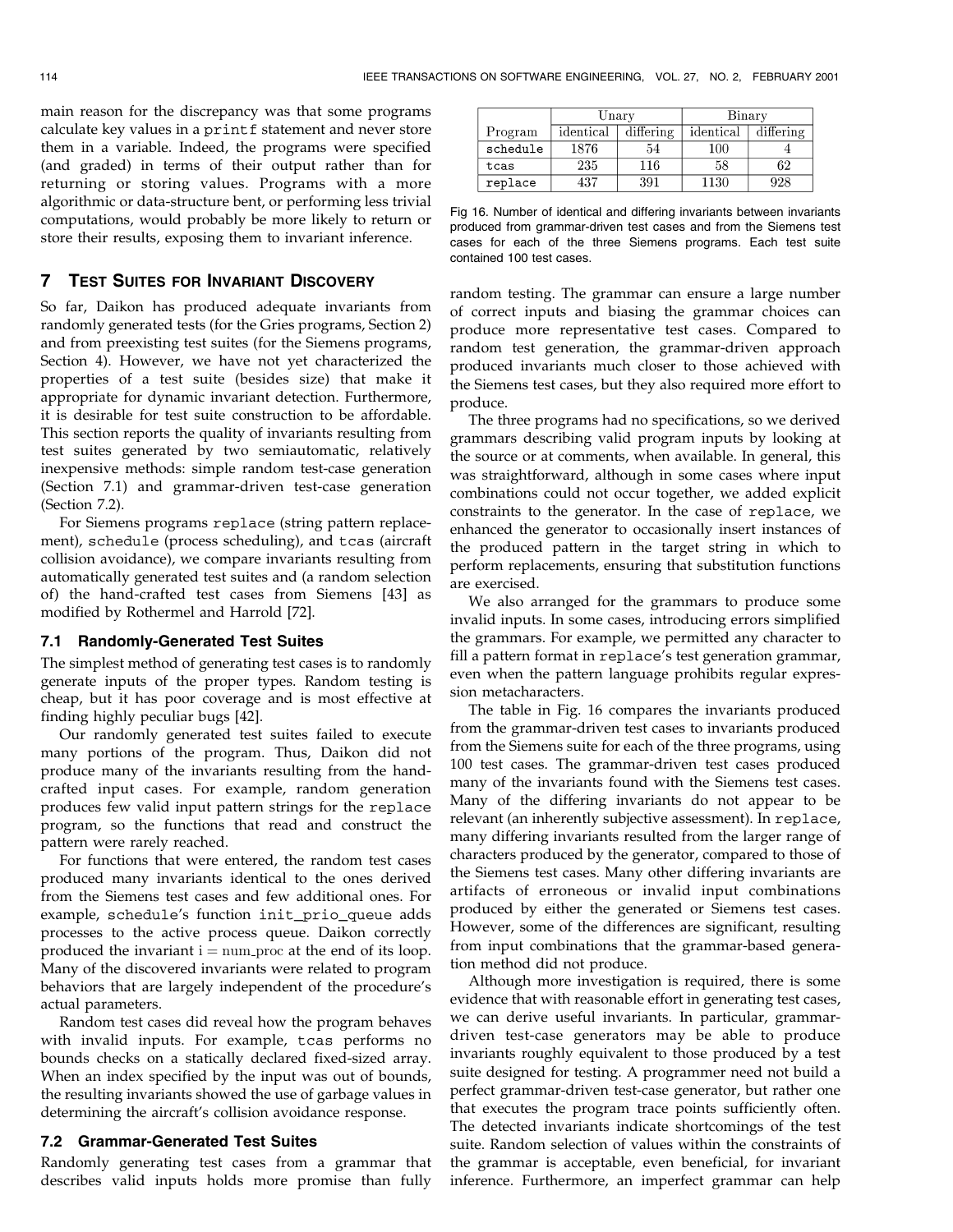main reason for the discrepancy was that some programs calculate key values in a `printf` statement and never store them in a variable. Indeed, the programs were specified (and graded) in terms of their output rather than for returning or storing values. Programs with a more algorithmic or data-structure bent, or performing less trivial computations, would probably be more likely to return or store their results, exposing them to invariant inference.

## 7 Test Suites for Invariant Discovery

So far, Daikon has produced adequate invariants from randomly generated tests (for the Gries programs, Section 2) and from preexisting test suites (for the Siemens programs, Section 4). However, we have not yet characterized the properties of a test suite (besides size) that make it appropriate for dynamic invariant detection. Furthermore, it is desirable for test suite construction to be affordable. This section reports the quality of invariants resulting from test suites generated by two semiautomatic, relatively inexpensive methods: simple random test-case generation (Section 7.1) and grammar-driven test-case generation (Section 7.2).

For Siemens programs `replace` (string pattern replacement), `schedule` (process scheduling), and `tcas` (aircraft collision avoidance), we compare invariants resulting from automatically generated test suites and (a random selection of) the hand-crafted test cases from Siemens [43] as modified by Rothermel and Harrold [72].

### 7.1 Randomly-Generated Test Suites

The simplest method of generating test cases is to randomly generate inputs of the proper types. Random testing is cheap, but it has poor coverage and is most effective at finding highly peculiar bugs [42].

Our randomly generated test suites failed to execute many portions of the program. Thus, Daikon did not produce many of the invariants resulting from the hand-crafted input cases. For example, random generation produces few valid input pattern strings for the `replace` program, so the functions that read and construct the pattern were rarely reached.

For functions that were entered, the random test cases produced many invariants identical to the ones derived from the Siemens test cases and few additional ones. For example, `schedule`'s function `init_prio_queue` adds processes to the active process queue. Daikon correctly produced the invariant $i = \mathrm{num\_proc}$ at the end of its loop. Many of the discovered invariants were related to program behaviors that are largely independent of the procedure's actual parameters.

Random test cases did reveal how the program behaves with invalid inputs. For example, `tcas` performs no bounds checks on a statically declared fixed-sized array. When an index specified by the input was out of bounds, the resulting invariants showed the use of garbage values in determining the aircraft's collision avoidance response.

### 7.2 Grammar-Generated Test Suites

Randomly generating test cases from a grammar that describes valid inputs holds more promise than fully random testing. The grammar can ensure a large number of correct inputs and biasing the grammar choices can produce more representative test cases. Compared to random test generation, the grammar-driven approach produced invariants much closer to those achieved with the Siemens test cases, but they also required more effort to produce.

| | Unary | | Binary | |
|---|---|---|---|---|
| Program | identical | differing | identical | differing |
| `schedule` | 1876 | 54 | 100 | 4 |
| `tcas` | 235 | 116 | 58 | 62 |
| `replace` | 437 | 391 | 1130 | 928 |

Fig 16. Number of identical and differing invariants between invariants produced from grammar-driven test cases and from the Siemens test cases for each of the three Siemens programs. Each test suite contained 100 test cases.

The three programs had no specifications, so we derived grammars describing valid program inputs by looking at the source or at comments, when available. In general, this was straightforward, although in some cases where input combinations could not occur together, we added explicit constraints to the generator. In the case of `replace`, we enhanced the generator to occasionally insert instances of the produced pattern in the target string in which to perform replacements, ensuring that substitution functions are exercised.

We also arranged for the grammars to produce some invalid inputs. In some cases, introducing errors simplified the grammars. For example, we permitted any character to fill a pattern format in `replace`'s test generation grammar, even when the pattern language prohibits regular expression metacharacters.

The table in Fig. 16 compares the invariants produced from the grammar-driven test cases to invariants produced from the Siemens suite for each of the three programs, using 100 test cases. The grammar-driven test cases produced many of the invariants found with the Siemens test cases. Many of the differing invariants do not appear to be relevant (an inherently subjective assessment). In `replace`, many differing invariants resulted from the larger range of characters produced by the generator, compared to those of the Siemens test cases. Many other differing invariants are artifacts of erroneous or invalid input combinations produced by either the generated or Siemens test cases. However, some of the differences are significant, resulting from input combinations that the grammar-based generation method did not produce.

Although more investigation is required, there is some evidence that with reasonable effort in generating test cases, we can derive useful invariants. In particular, grammar-driven test-case generators may be able to produce invariants roughly equivalent to those produced by a test suite designed for testing. A programmer need not build a perfect grammar-driven test-case generator, but rather one that executes the program trace points sufficiently often. The detected invariants indicate shortcomings of the test suite. Random selection of values within the constraints of the grammar is acceptable, even beneficial, for invariant inference. Furthermore, an imperfect grammar can help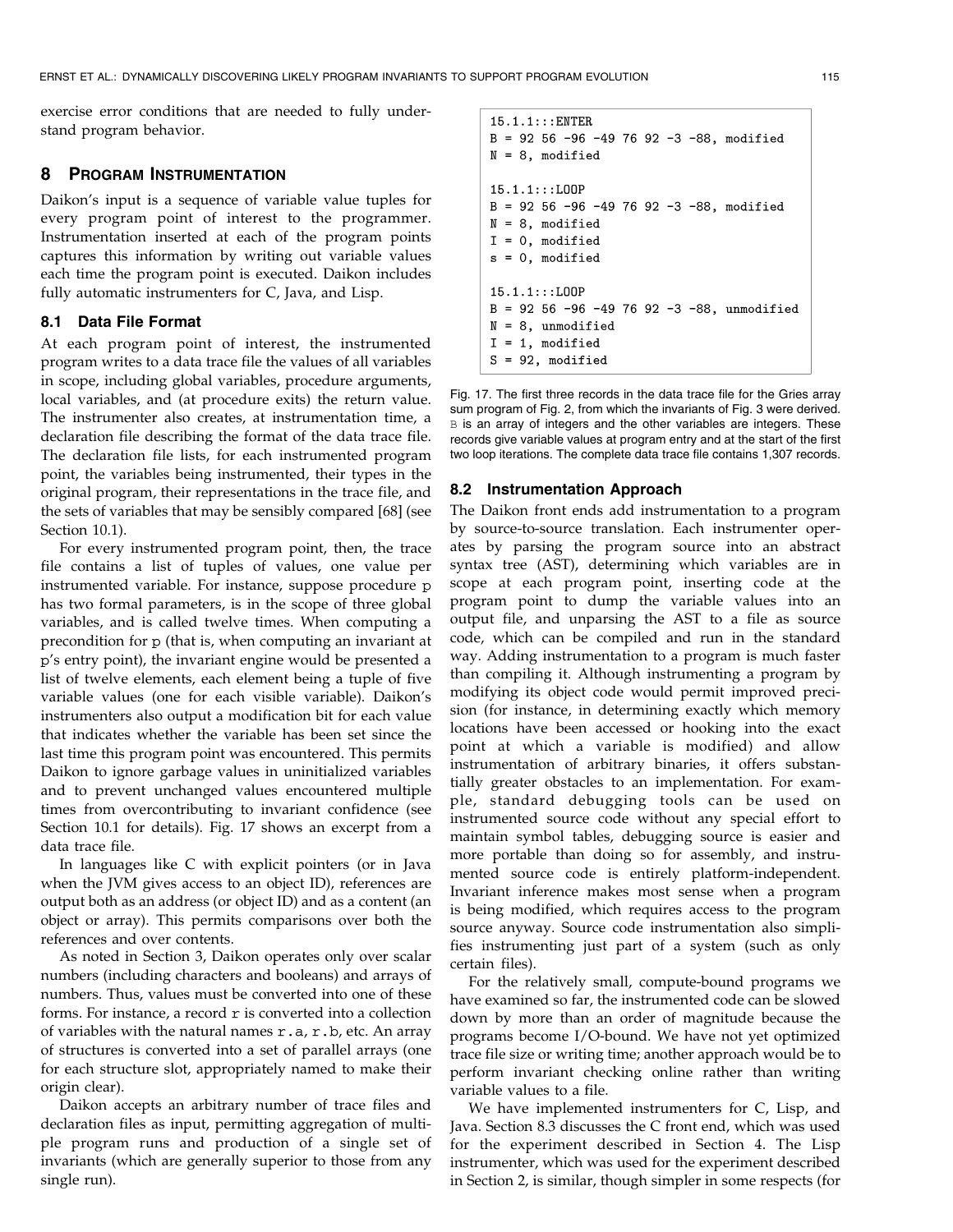exercise error conditions that are needed to fully understand program behavior.

## 8 Program Instrumentation

Daikon's input is a sequence of variable value tuples for every program point of interest to the programmer. Instrumentation inserted at each of the program points captures this information by writing out variable values each time the program point is executed. Daikon includes fully automatic instrumenters for C, Java, and Lisp.

### 8.1 Data File Format

At each program point of interest, the instrumented program writes to a data trace file the values of all variables in scope, including global variables, procedure arguments, local variables, and (at procedure exits) the return value. The instrumenter also creates, at instrumentation time, a declaration file describing the format of the data trace file. The declaration file lists, for each instrumented program point, the variables being instrumented, their types in the original program, their representations in the trace file, and the sets of variables that may be sensibly compared [68] (see Section 10.1).

For every instrumented program point, then, the trace file contains a list of tuples of values, one value per instrumented variable. For instance, suppose procedure p has two formal parameters, is in the scope of three global variables, and is called twelve times. When computing a precondition for p (that is, when computing an invariant at p's entry point), the invariant engine would be presented a list of twelve elements, each element being a tuple of five variable values (one for each visible variable). Daikon's instrumenters also output a modification bit for each value that indicates whether the variable has been set since the last time this program point was encountered. This permits Daikon to ignore garbage values in uninitialized variables and to prevent unchanged values encountered multiple times from overcontributing to invariant confidence (see Section 10.1 for details). Fig. 17 shows an excerpt from a data trace file.

In languages like C with explicit pointers (or in Java when the JVM gives access to an object ID), references are output both as an address (or object ID) and as a content (an object or array). This permits comparisons over both the references and over contents.

As noted in Section 3, Daikon operates only over scalar numbers (including characters and booleans) and arrays of numbers. Thus, values must be converted into one of these forms. For instance, a record r is converted into a collection of variables with the natural names r.a, r.b, etc. An array of structures is converted into a set of parallel arrays (one for each structure slot, appropriately named to make their origin clear).

Daikon accepts an arbitrary number of trace files and declaration files as input, permitting aggregation of multiple program runs and production of a single set of invariants (which are generally superior to those from any single run).

```
15.1.1:::ENTER
B = 92 56 -96 -49 76 92 -3 -88, modified
N = 8, modified

15.1.1:::LOOP
B = 92 56 -96 -49 76 92 -3 -88, modified
N = 8, modified
I = 0, modified
s = 0, modified

15.1.1:::LOOP
B = 92 56 -96 -49 76 92 -3 -88, unmodified
N = 8, unmodified
I = 1, modified
S = 92, modified
```

Fig. 17. The first three records in the data trace file for the Gries array sum program of Fig. 2, from which the invariants of Fig. 3 were derived. B is an array of integers and the other variables are integers. These records give variable values at program entry and at the start of the first two loop iterations. The complete data trace file contains 1,307 records.

### 8.2 Instrumentation Approach

The Daikon front ends add instrumentation to a program by source-to-source translation. Each instrumenter operates by parsing the program source into an abstract syntax tree (AST), determining which variables are in scope at each program point, inserting code at the program point to dump the variable values into an output file, and unparsing the AST to a file as source code, which can be compiled and run in the standard way. Adding instrumentation to a program is much faster than compiling it. Although instrumenting a program by modifying its object code would permit improved precision (for instance, in determining exactly which memory locations have been accessed or hooking into the exact point at which a variable is modified) and allow instrumentation of arbitrary binaries, it offers substantially greater obstacles to an implementation. For example, standard debugging tools can be used on instrumented source code without any special effort to maintain symbol tables, debugging source is easier and more portable than doing so for assembly, and instrumented source code is entirely platform-independent. Invariant inference makes most sense when a program is being modified, which requires access to the program source anyway. Source code instrumentation also simplifies instrumenting just part of a system (such as only certain files).

For the relatively small, compute-bound programs we have examined so far, the instrumented code can be slowed down by more than an order of magnitude because the programs become I/O-bound. We have not yet optimized trace file size or writing time; another approach would be to perform invariant checking online rather than writing variable values to a file.

We have implemented instrumenters for C, Lisp, and Java. Section 8.3 discusses the C front end, which was used for the experiment described in Section 4. The Lisp instrumenter, which was used for the experiment described in Section 2, is similar, though simpler in some respects (for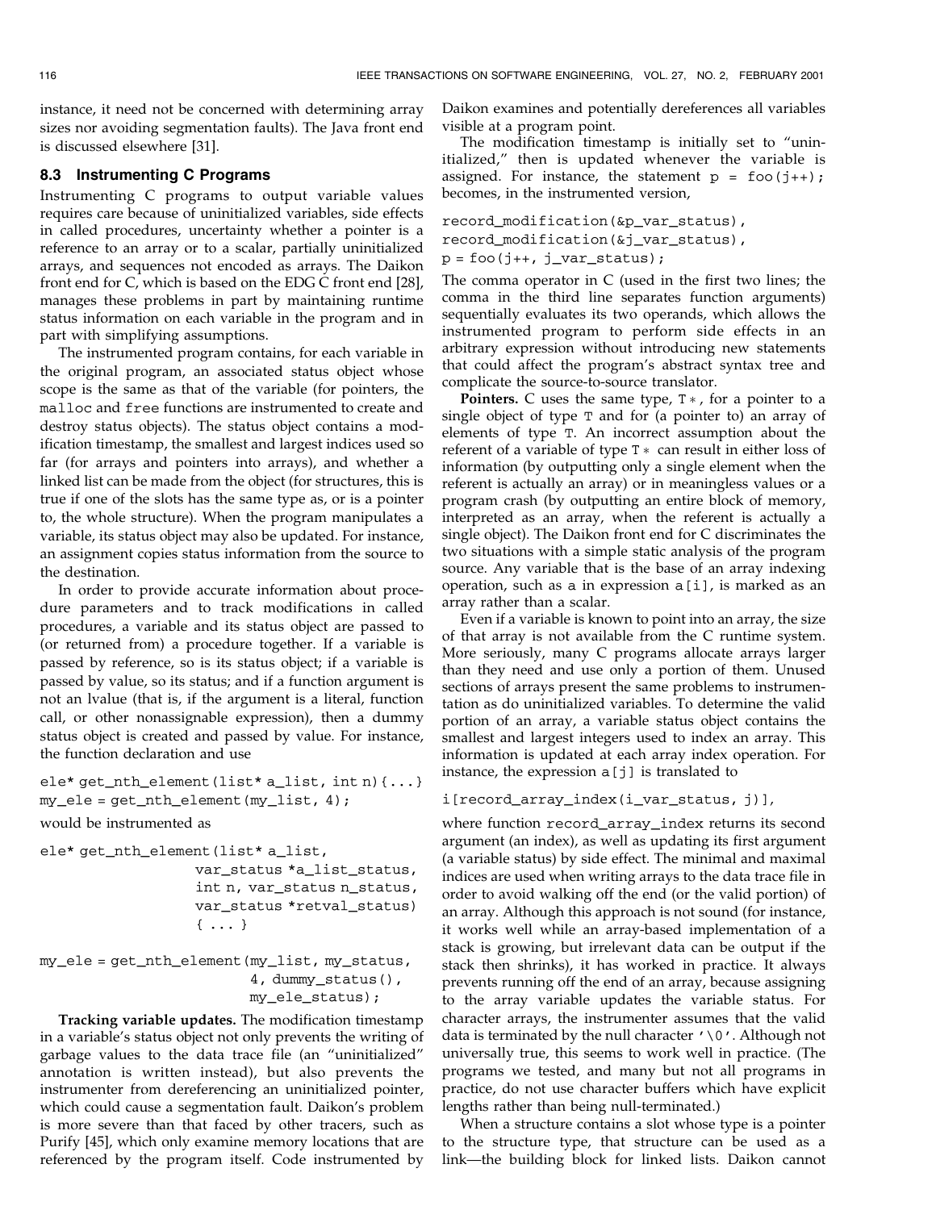instance, it need not be concerned with determining array sizes nor avoiding segmentation faults). The Java front end is discussed elsewhere [31].

### 8.3 Instrumenting C Programs

Instrumenting C programs to output variable values requires care because of uninitialized variables, side effects in called procedures, uncertainty whether a pointer is a reference to an array or to a scalar, partially uninitialized arrays, and sequences not encoded as arrays. The Daikon front end for C, which is based on the EDG C front end [28], manages these problems in part by maintaining runtime status information on each variable in the program and in part with simplifying assumptions.

The instrumented program contains, for each variable in the original program, an associated status object whose scope is the same as that of the variable (for pointers, the `malloc` and `free` functions are instrumented to create and destroy status objects). The status object contains a modification timestamp, the smallest and largest indices used so far (for arrays and pointers into arrays), and whether a linked list can be made from the object (for structures, this is true if one of the slots has the same type as, or is a pointer to, the whole structure). When the program manipulates a variable, its status object may also be updated. For instance, an assignment copies status information from the source to the destination.

In order to provide accurate information about procedure parameters and to track modifications in called procedures, a variable and its status object are passed to (or returned from) a procedure together. If a variable is passed by reference, so is its status object; if a variable is passed by value, so its status; and if a function argument is not an lvalue (that is, if the argument is a literal, function call, or other nonassignable expression), then a dummy status object is created and passed by value. For instance, the function declaration and use

```
ele* get_nth_element(list* a_list, int n){...}
my_ele = get_nth_element(my_list, 4);
```

would be instrumented as

```
ele* get_nth_element(list* a_list,
                     var_status *a_list_status,
                     int n, var_status n_status,
                     var_status *retval_status)
                     { ... }

my_ele = get_nth_element(my_list, my_status,
                         4, dummy_status(),
                         my_ele_status);
```

**Tracking variable updates.** The modification timestamp in a variable's status object not only prevents the writing of garbage values to the data trace file (an "uninitialized" annotation is written instead), but also prevents the instrumenter from dereferencing an uninitialized pointer, which could cause a segmentation fault. Daikon's problem is more severe than that faced by other tracers, such as Purify [45], which only examine memory locations that are referenced by the program itself. Code instrumented by Daikon examines and potentially dereferences all variables visible at a program point.

The modification timestamp is initially set to "uninitialized," then is updated whenever the variable is assigned. For instance, the statement `p = foo(j++);` becomes, in the instrumented version,

```
record_modification(&p_var_status),
record_modification(&j_var_status),
p = foo(j++, j_var_status);
```

The comma operator in C (used in the first two lines; the comma in the third line separates function arguments) sequentially evaluates its two operands, which allows the instrumented program to perform side effects in an arbitrary expression without introducing new statements that could affect the program's abstract syntax tree and complicate the source-to-source translator.

**Pointers.** C uses the same type, `T *`, for a pointer to a single object of type `T` and for (a pointer to) an array of elements of type `T`. An incorrect assumption about the referent of a variable of type `T *` can result in either loss of information (by outputting only a single element when the referent is actually an array) or in meaningless values or a program crash (by outputting an entire block of memory, interpreted as an array, when the referent is actually a single object). The Daikon front end for C discriminates the two situations with a simple static analysis of the program source. Any variable that is the base of an array indexing operation, such as `a` in expression `a[i]`, is marked as an array rather than a scalar.

Even if a variable is known to point into an array, the size of that array is not available from the C runtime system. More seriously, many C programs allocate arrays larger than they need and use only a portion of them. Unused sections of arrays present the same problems to instrumentation as do uninitialized variables. To determine the valid portion of an array, a variable status object contains the smallest and largest integers used to index an array. This information is updated at each array index operation. For instance, the expression `a[j]` is translated to

```
i[record_array_index(i_var_status, j)],
```

where function `record_array_index` returns its second argument (an index), as well as updating its first argument (a variable status) by side effect. The minimal and maximal indices are used when writing arrays to the data trace file in order to avoid walking off the end (or the valid portion) of an array. Although this approach is not sound (for instance, it works well while an array-based implementation of a stack is growing, but irrelevant data can be output if the stack then shrinks), it has worked in practice. It always prevents running off the end of an array, because assigning to the array variable updates the variable status. For character arrays, the instrumenter assumes that the valid data is terminated by the null character `'\0'`. Although not universally true, this seems to work well in practice. (The programs we tested, and many but not all programs in practice, do not use character buffers which have explicit lengths rather than being null-terminated.)

When a structure contains a slot whose type is a pointer to the structure type, that structure can be used as a link—the building block for linked lists. Daikon cannot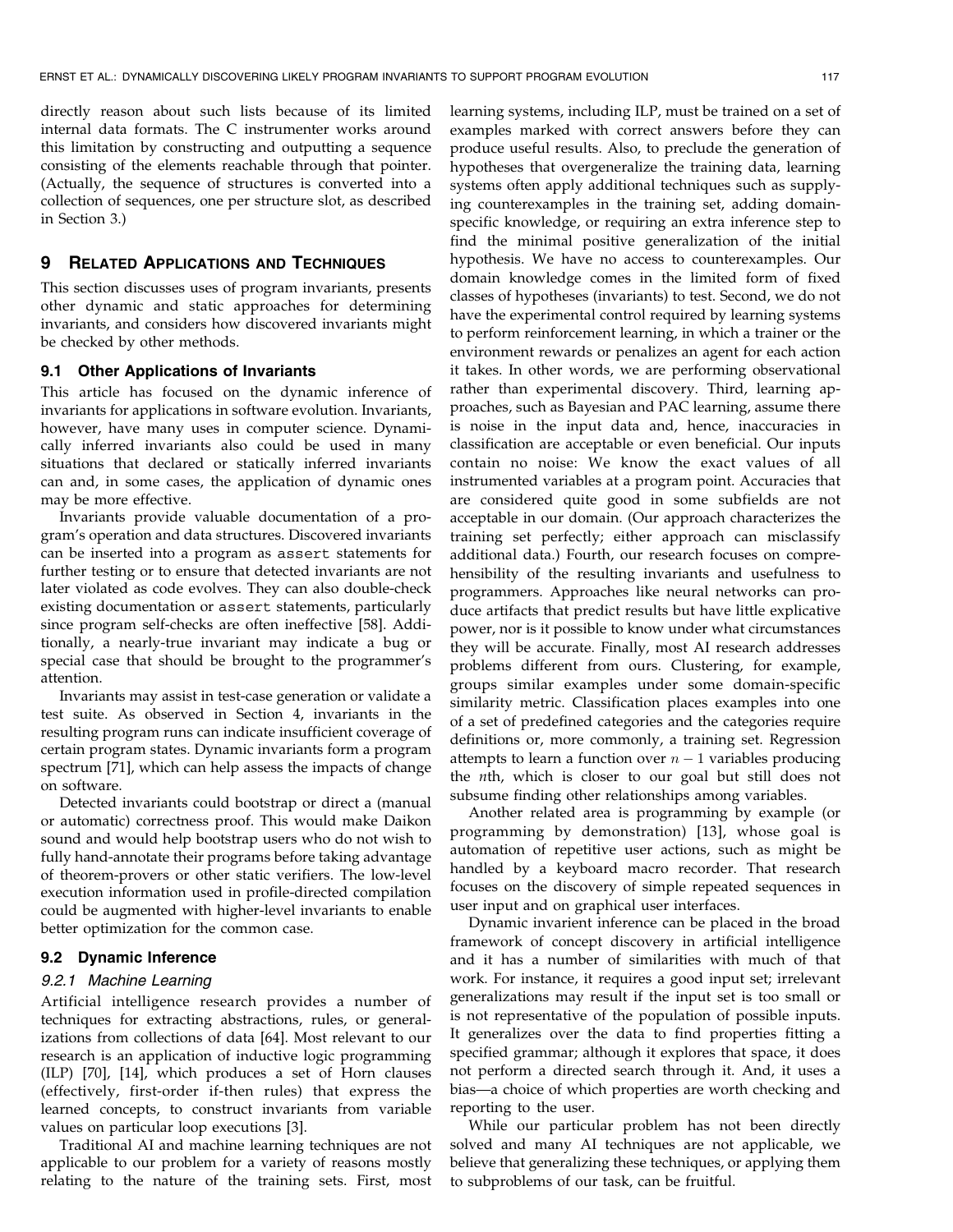directly reason about such lists because of its limited internal data formats. The C instrumenter works around this limitation by constructing and outputting a sequence consisting of the elements reachable through that pointer. (Actually, the sequence of structures is converted into a collection of sequences, one per structure slot, as described in Section 3.)

## 9 Related Applications and Techniques

This section discusses uses of program invariants, presents other dynamic and static approaches for determining invariants, and considers how discovered invariants might be checked by other methods.

### 9.1 Other Applications of Invariants

This article has focused on the dynamic inference of invariants for applications in software evolution. Invariants, however, have many uses in computer science. Dynamically inferred invariants also could be used in many situations that declared or statically inferred invariants can and, in some cases, the application of dynamic ones may be more effective.

Invariants provide valuable documentation of a program's operation and data structures. Discovered invariants can be inserted into a program as `assert` statements for further testing or to ensure that detected invariants are not later violated as code evolves. They can also double-check existing documentation or `assert` statements, particularly since program self-checks are often ineffective [58]. Additionally, a nearly-true invariant may indicate a bug or special case that should be brought to the programmer's attention.

Invariants may assist in test-case generation or validate a test suite. As observed in Section 4, invariants in the resulting program runs can indicate insufficient coverage of certain program states. Dynamic invariants form a program spectrum [71], which can help assess the impacts of change on software.

Detected invariants could bootstrap or direct a (manual or automatic) correctness proof. This would make Daikon sound and would help bootstrap users who do not wish to fully hand-annotate their programs before taking advantage of theorem-provers or other static verifiers. The low-level execution information used in profile-directed compilation could be augmented with higher-level invariants to enable better optimization for the common case.

### 9.2 Dynamic Inference

#### 9.2.1 Machine Learning

Artificial intelligence research provides a number of techniques for extracting abstractions, rules, or generalizations from collections of data [64]. Most relevant to our research is an application of inductive logic programming (ILP) [70], [14], which produces a set of Horn clauses (effectively, first-order if-then rules) that express the learned concepts, to construct invariants from variable values on particular loop executions [3].

Traditional AI and machine learning techniques are not applicable to our problem for a variety of reasons mostly relating to the nature of the training sets. First, most learning systems, including ILP, must be trained on a set of examples marked with correct answers before they can produce useful results. Also, to preclude the generation of hypotheses that overgeneralize the training data, learning systems often apply additional techniques such as supplying counterexamples in the training set, adding domain-specific knowledge, or requiring an extra inference step to find the minimal positive generalization of the initial hypothesis. We have no access to counterexamples. Our domain knowledge comes in the limited form of fixed classes of hypotheses (invariants) to test. Second, we do not have the experimental control required by learning systems to perform reinforcement learning, in which a trainer or the environment rewards or penalizes an agent for each action it takes. In other words, we are performing observational rather than experimental discovery. Third, learning approaches, such as Bayesian and PAC learning, assume there is noise in the input data and, hence, inaccuracies in classification are acceptable or even beneficial. Our inputs contain no noise: We know the exact values of all instrumented variables at a program point. Accuracies that are considered quite good in some subfields are not acceptable in our domain. (Our approach characterizes the training set perfectly; either approach can misclassify additional data.) Fourth, our research focuses on comprehensibility of the resulting invariants and usefulness to programmers. Approaches like neural networks can produce artifacts that predict results but have little explicative power, nor is it possible to know under what circumstances they will be accurate. Finally, most AI research addresses problems different from ours. Clustering, for example, groups similar examples under some domain-specific similarity metric. Classification places examples into one of a set of predefined categories and the categories require definitions or, more commonly, a training set. Regression attempts to learn a function over $n-1$ variables producing the $n$th, which is closer to our goal but still does not subsume finding other relationships among variables.

Another related area is programming by example (or programming by demonstration) [13], whose goal is automation of repetitive user actions, such as might be handled by a keyboard macro recorder. That research focuses on the discovery of simple repeated sequences in user input and on graphical user interfaces.

Dynamic invarient inference can be placed in the broad framework of concept discovery in artificial intelligence and it has a number of similarities with much of that work. For instance, it requires a good input set; irrelevant generalizations may result if the input set is too small or is not representative of the population of possible inputs. It generalizes over the data to find properties fitting a specified grammar; although it explores that space, it does not perform a directed search through it. And, it uses a bias—a choice of which properties are worth checking and reporting to the user.

While our particular problem has not been directly solved and many AI techniques are not applicable, we believe that generalizing these techniques, or applying them to subproblems of our task, can be fruitful.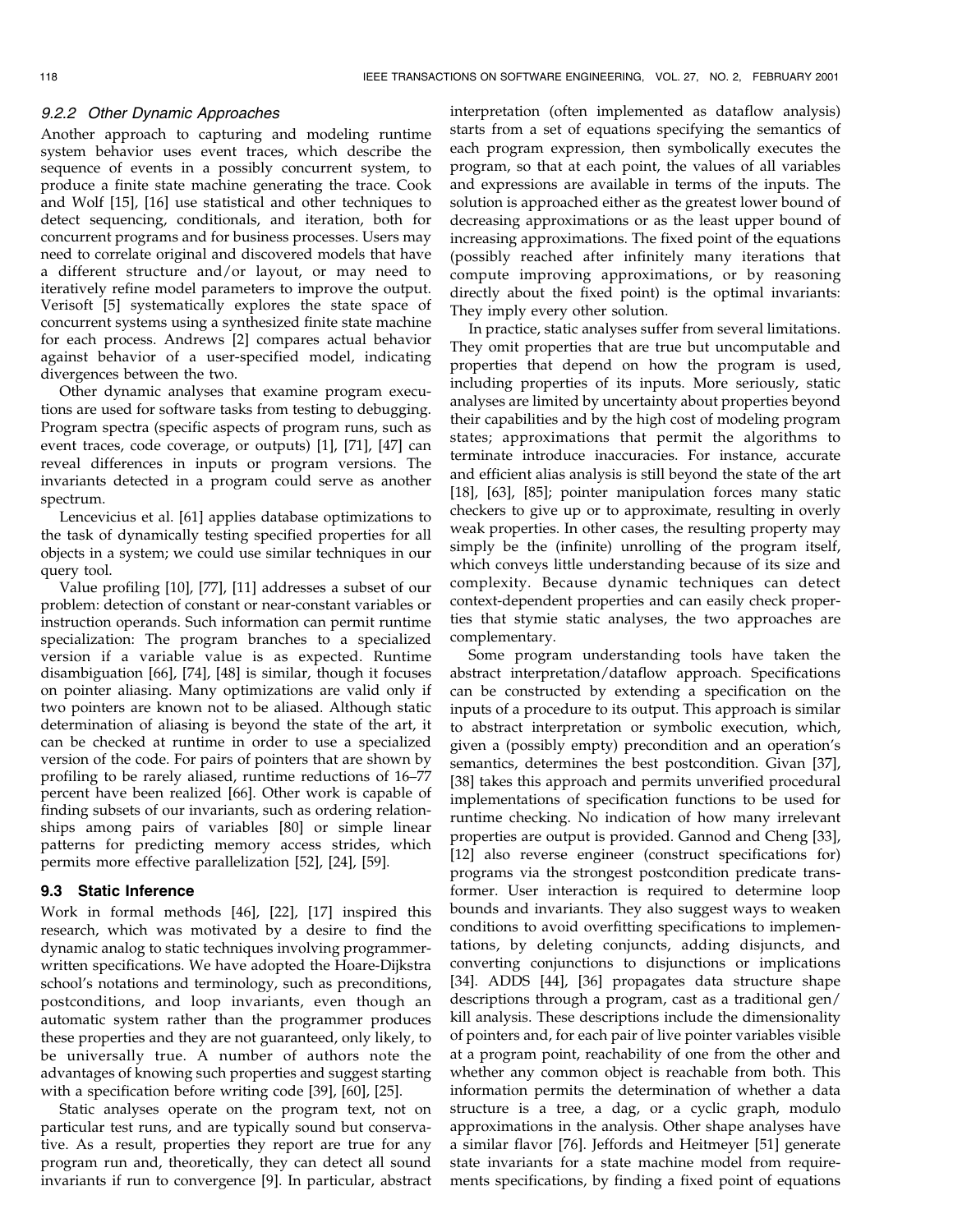#### 9.2.2 Other Dynamic Approaches

Another approach to capturing and modeling runtime system behavior uses event traces, which describe the sequence of events in a possibly concurrent system, to produce a finite state machine generating the trace. Cook and Wolf [15], [16] use statistical and other techniques to detect sequencing, conditionals, and iteration, both for concurrent programs and for business processes. Users may need to correlate original and discovered models that have a different structure and/or layout, or may need to iteratively refine model parameters to improve the output. Verisoft [5] systematically explores the state space of concurrent systems using a synthesized finite state machine for each process. Andrews [2] compares actual behavior against behavior of a user-specified model, indicating divergences between the two.

Other dynamic analyses that examine program executions are used for software tasks from testing to debugging. Program spectra (specific aspects of program runs, such as event traces, code coverage, or outputs) [1], [71], [47] can reveal differences in inputs or program versions. The invariants detected in a program could serve as another spectrum.

Lencevicius et al. [61] applies database optimizations to the task of dynamically testing specified properties for all objects in a system; we could use similar techniques in our query tool.

Value profiling [10], [77], [11] addresses a subset of our problem: detection of constant or near-constant variables or instruction operands. Such information can permit runtime specialization: The program branches to a specialized version if a variable value is as expected. Runtime disambiguation [66], [74], [48] is similar, though it focuses on pointer aliasing. Many optimizations are valid only if two pointers are known not to be aliased. Although static determination of aliasing is beyond the state of the art, it can be checked at runtime in order to use a specialized version of the code. For pairs of pointers that are shown by profiling to be rarely aliased, runtime reductions of 16–77 percent have been realized [66]. Other work is capable of finding subsets of our invariants, such as ordering relationships among pairs of variables [80] or simple linear patterns for predicting memory access strides, which permits more effective parallelization [52], [24], [59].

### 9.3 Static Inference

Work in formal methods [46], [22], [17] inspired this research, which was motivated by a desire to find the dynamic analog to static techniques involving programmer-written specifications. We have adopted the Hoare-Dijkstra school's notations and terminology, such as preconditions, postconditions, and loop invariants, even though an automatic system rather than the programmer produces these properties and they are not guaranteed, only likely, to be universally true. A number of authors note the advantages of knowing such properties and suggest starting with a specification before writing code [39], [60], [25].

Static analyses operate on the program text, not on particular test runs, and are typically sound but conservative. As a result, properties they report are true for any program run and, theoretically, they can detect all sound invariants if run to convergence [9]. In particular, abstract interpretation (often implemented as dataflow analysis) starts from a set of equations specifying the semantics of each program expression, then symbolically executes the program, so that at each point, the values of all variables and expressions are available in terms of the inputs. The solution is approached either as the greatest lower bound of decreasing approximations or as the least upper bound of increasing approximations. The fixed point of the equations (possibly reached after infinitely many iterations that compute improving approximations, or by reasoning directly about the fixed point) is the optimal invariants: They imply every other solution.

In practice, static analyses suffer from several limitations. They omit properties that are true but uncomputable and properties that depend on how the program is used, including properties of its inputs. More seriously, static analyses are limited by uncertainty about properties beyond their capabilities and by the high cost of modeling program states; approximations that permit the algorithms to terminate introduce inaccuracies. For instance, accurate and efficient alias analysis is still beyond the state of the art [18], [63], [85]; pointer manipulation forces many static checkers to give up or to approximate, resulting in overly weak properties. In other cases, the resulting property may simply be the (infinite) unrolling of the program itself, which conveys little understanding because of its size and complexity. Because dynamic techniques can detect context-dependent properties and can easily check properties that stymie static analyses, the two approaches are complementary.

Some program understanding tools have taken the abstract interpretation/dataflow approach. Specifications can be constructed by extending a specification on the inputs of a procedure to its output. This approach is similar to abstract interpretation or symbolic execution, which, given a (possibly empty) precondition and an operation's semantics, determines the best postcondition. Givan [37], [38] takes this approach and permits unverified procedural implementations of specification functions to be used for runtime checking. No indication of how many irrelevant properties are output is provided. Gannod and Cheng [33], [12] also reverse engineer (construct specifications for) programs via the strongest postcondition predicate transformer. User interaction is required to determine loop bounds and invariants. They also suggest ways to weaken conditions to avoid overfitting specifications to implementations, by deleting conjuncts, adding disjuncts, and converting conjunctions to disjunctions or implications [34]. ADDS [44], [36] propagates data structure shape descriptions through a program, cast as a traditional gen/kill analysis. These descriptions include the dimensionality of pointers and, for each pair of live pointer variables visible at a program point, reachability of one from the other and whether any common object is reachable from both. This information permits the determination of whether a data structure is a tree, a dag, or a cyclic graph, modulo approximations in the analysis. Other shape analyses have a similar flavor [76]. Jeffords and Heitmeyer [51] generate state invariants for a state machine model from requirements specifications, by finding a fixed point of equations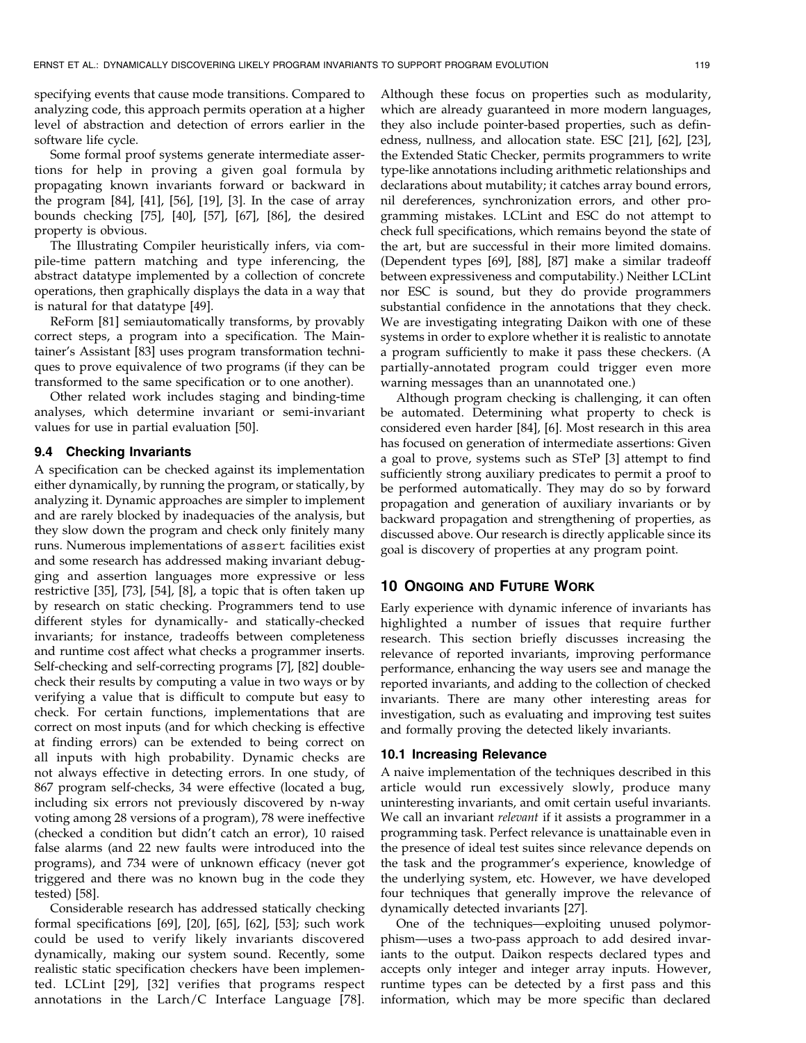specifying events that cause mode transitions. Compared to analyzing code, this approach permits operation at a higher level of abstraction and detection of errors earlier in the software life cycle.

Some formal proof systems generate intermediate assertions for help in proving a given goal formula by propagating known invariants forward or backward in the program [84], [41], [56], [19], [3]. In the case of array bounds checking [75], [40], [57], [67], [86], the desired property is obvious.

The Illustrating Compiler heuristically infers, via compile-time pattern matching and type inferencing, the abstract datatype implemented by a collection of concrete operations, then graphically displays the data in a way that is natural for that datatype [49].

ReForm [81] semiautomatically transforms, by provably correct steps, a program into a specification. The Maintainer's Assistant [83] uses program transformation techniques to prove equivalence of two programs (if they can be transformed to the same specification or to one another).

Other related work includes staging and binding-time analyses, which determine invariant or semi-invariant values for use in partial evaluation [50].

### 9.4 Checking Invariants

A specification can be checked against its implementation either dynamically, by running the program, or statically, by analyzing it. Dynamic approaches are simpler to implement and are rarely blocked by inadequacies of the analysis, but they slow down the program and check only finitely many runs. Numerous implementations of `assert` facilities exist and some research has addressed making invariant debugging and assertion languages more expressive or less restrictive [35], [73], [54], [8], a topic that is often taken up by research on static checking. Programmers tend to use different styles for dynamically- and statically-checked invariants; for instance, tradeoffs between completeness and runtime cost affect what checks a programmer inserts. Self-checking and self-correcting programs [7], [82] double-check their results by computing a value in two ways or by verifying a value that is difficult to compute but easy to check. For certain functions, implementations that are correct on most inputs (and for which checking is effective at finding errors) can be extended to being correct on all inputs with high probability. Dynamic checks are not always effective in detecting errors. In one study, of 867 program self-checks, 34 were effective (located a bug, including six errors not previously discovered by n-way voting among 28 versions of a program), 78 were ineffective (checked a condition but didn't catch an error), 10 raised false alarms (and 22 new faults were introduced into the programs), and 734 were of unknown efficacy (never got triggered and there was no known bug in the code they tested) [58].

Considerable research has addressed statically checking formal specifications [69], [20], [65], [62], [53]; such work could be used to verify likely invariants discovered dynamically, making our system sound. Recently, some realistic static specification checkers have been implemented. LCLint [29], [32] verifies that programs respect annotations in the Larch/C Interface Language [78]. Although these focus on properties such as modularity, which are already guaranteed in more modern languages, they also include pointer-based properties, such as definedness, nullness, and allocation state. ESC [21], [62], [23], the Extended Static Checker, permits programmers to write type-like annotations including arithmetic relationships and declarations about mutability; it catches array bound errors, nil dereferences, synchronization errors, and other programming mistakes. LCLint and ESC do not attempt to check full specifications, which remains beyond the state of the art, but are successful in their more limited domains. (Dependent types [69], [88], [87] make a similar tradeoff between expressiveness and computability.) Neither LCLint nor ESC is sound, but they do provide programmers substantial confidence in the annotations that they check. We are investigating integrating Daikon with one of these systems in order to explore whether it is realistic to annotate a program sufficiently to make it pass these checkers. (A partially-annotated program could trigger even more warning messages than an unannotated one.)

Although program checking is challenging, it can often be automated. Determining what property to check is considered even harder [84], [6]. Most research in this area has focused on generation of intermediate assertions: Given a goal to prove, systems such as STeP [3] attempt to find sufficiently strong auxiliary predicates to permit a proof to be performed automatically. They may do so by forward propagation and generation of auxiliary invariants or by backward propagation and strengthening of properties, as discussed above. Our research is directly applicable since its goal is discovery of properties at any program point.

## 10 Ongoing and Future Work

Early experience with dynamic inference of invariants has highlighted a number of issues that require further research. This section briefly discusses increasing the relevance of reported invariants, improving performance performance, enhancing the way users see and manage the reported invariants, and adding to the collection of checked invariants. There are many other interesting areas for investigation, such as evaluating and improving test suites and formally proving the detected likely invariants.

### 10.1 Increasing Relevance

A naive implementation of the techniques described in this article would run excessively slowly, produce many uninteresting invariants, and omit certain useful invariants. We call an invariant *relevant* if it assists a programmer in a programming task. Perfect relevance is unattainable even in the presence of ideal test suites since relevance depends on the task and the programmer's experience, knowledge of the underlying system, etc. However, we have developed four techniques that generally improve the relevance of dynamically detected invariants [27].

One of the techniques—exploiting unused polymorphism—uses a two-pass approach to add desired invariants to the output. Daikon respects declared types and accepts only integer and integer array inputs. However, runtime types can be detected by a first pass and this information, which may be more specific than declared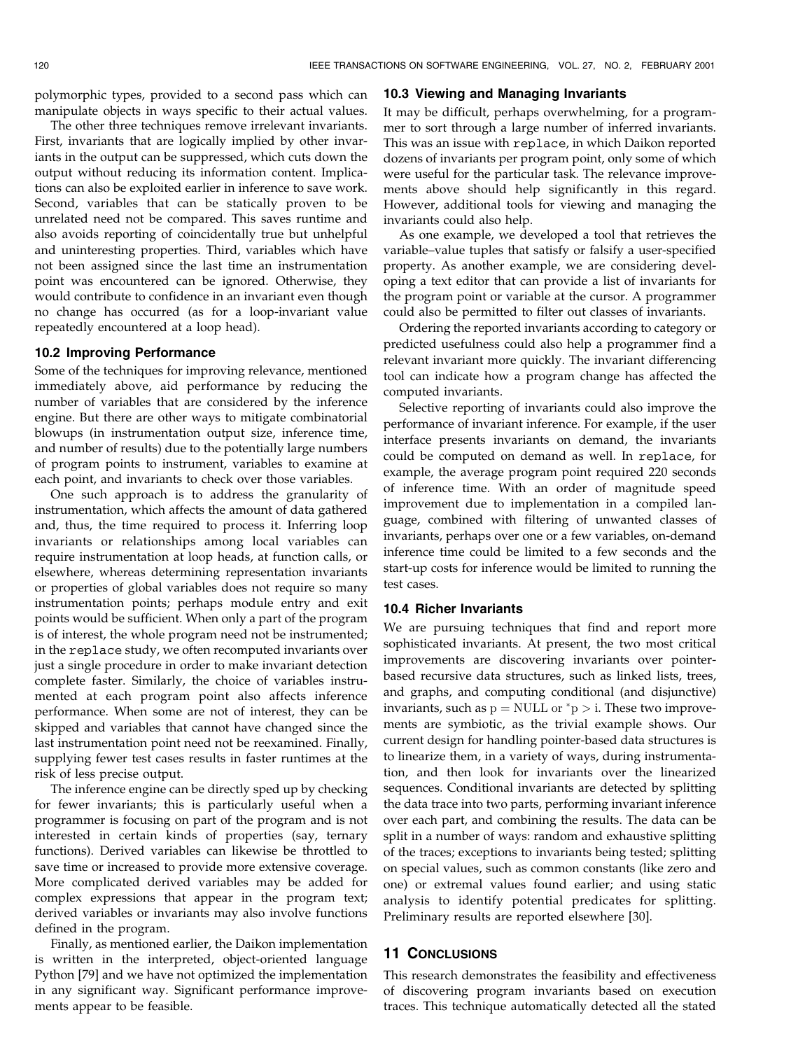polymorphic types, provided to a second pass which can manipulate objects in ways specific to their actual values.

The other three techniques remove irrelevant invariants. First, invariants that are logically implied by other invariants in the output can be suppressed, which cuts down the output without reducing its information content. Implications can also be exploited earlier in inference to save work. Second, variables that can be statically proven to be unrelated need not be compared. This saves runtime and also avoids reporting of coincidentally true but unhelpful and uninteresting properties. Third, variables which have not been assigned since the last time an instrumentation point was encountered can be ignored. Otherwise, they would contribute to confidence in an invariant even though no change has occurred (as for a loop-invariant value repeatedly encountered at a loop head).

### 10.2 Improving Performance

Some of the techniques for improving relevance, mentioned immediately above, aid performance by reducing the number of variables that are considered by the inference engine. But there are other ways to mitigate combinatorial blowups (in instrumentation output size, inference time, and number of results) due to the potentially large numbers of program points to instrument, variables to examine at each point, and invariants to check over those variables.

One such approach is to address the granularity of instrumentation, which affects the amount of data gathered and, thus, the time required to process it. Inferring loop invariants or relationships among local variables can require instrumentation at loop heads, at function calls, or elsewhere, whereas determining representation invariants or properties of global variables does not require so many instrumentation points; perhaps module entry and exit points would be sufficient. When only a part of the program is of interest, the whole program need not be instrumented; in the `replace` study, we often recomputed invariants over just a single procedure in order to make invariant detection complete faster. Similarly, the choice of variables instrumented at each program point also affects inference performance. When some are not of interest, they can be skipped and variables that cannot have changed since the last instrumentation point need not be reexamined. Finally, supplying fewer test cases results in faster runtimes at the risk of less precise output.

The inference engine can be directly sped up by checking for fewer invariants; this is particularly useful when a programmer is focusing on part of the program and is not interested in certain kinds of properties (say, ternary functions). Derived variables can likewise be throttled to save time or increased to provide more extensive coverage. More complicated derived variables may be added for complex expressions that appear in the program text; derived variables or invariants may also involve functions defined in the program.

Finally, as mentioned earlier, the Daikon implementation is written in the interpreted, object-oriented language Python [79] and we have not optimized the implementation in any significant way. Significant performance improvements appear to be feasible.

### 10.3 Viewing and Managing Invariants

It may be difficult, perhaps overwhelming, for a programmer to sort through a large number of inferred invariants. This was an issue with `replace`, in which Daikon reported dozens of invariants per program point, only some of which were useful for the particular task. The relevance improvements above should help significantly in this regard. However, additional tools for viewing and managing the invariants could also help.

As one example, we developed a tool that retrieves the variable–value tuples that satisfy or falsify a user-specified property. As another example, we are considering developing a text editor that can provide a list of invariants for the program point or variable at the cursor. A programmer could also be permitted to filter out classes of invariants.

Ordering the reported invariants according to category or predicted usefulness could also help a programmer find a relevant invariant more quickly. The invariant differencing tool can indicate how a program change has affected the computed invariants.

Selective reporting of invariants could also improve the performance of invariant inference. For example, if the user interface presents invariants on demand, the invariants could be computed on demand as well. In `replace`, for example, the average program point required 220 seconds of inference time. With an order of magnitude speed improvement due to implementation in a compiled language, combined with filtering of unwanted classes of invariants, perhaps over one or a few variables, on-demand inference time could be limited to a few seconds and the start-up costs for inference would be limited to running the test cases.

### 10.4 Richer Invariants

We are pursuing techniques that find and report more sophisticated invariants. At present, the two most critical improvements are discovering invariants over pointer-based recursive data structures, such as linked lists, trees, and graphs, and computing conditional (and disjunctive) invariants, such as $p = \mathrm{NULL}$ or $^*p > i$. These two improvements are symbiotic, as the trivial example shows. Our current design for handling pointer-based data structures is to linearize them, in a variety of ways, during instrumentation, and then look for invariants over the linearized sequences. Conditional invariants are detected by splitting the data trace into two parts, performing invariant inference over each part, and combining the results. The data can be split in a number of ways: random and exhaustive splitting of the traces; exceptions to invariants being tested; splitting on special values, such as common constants (like zero and one) or extremal values found earlier; and using static analysis to identify potential predicates for splitting. Preliminary results are reported elsewhere [30].

## 11 Conclusions

This research demonstrates the feasibility and effectiveness of discovering program invariants based on execution traces. This technique automatically detected all the stated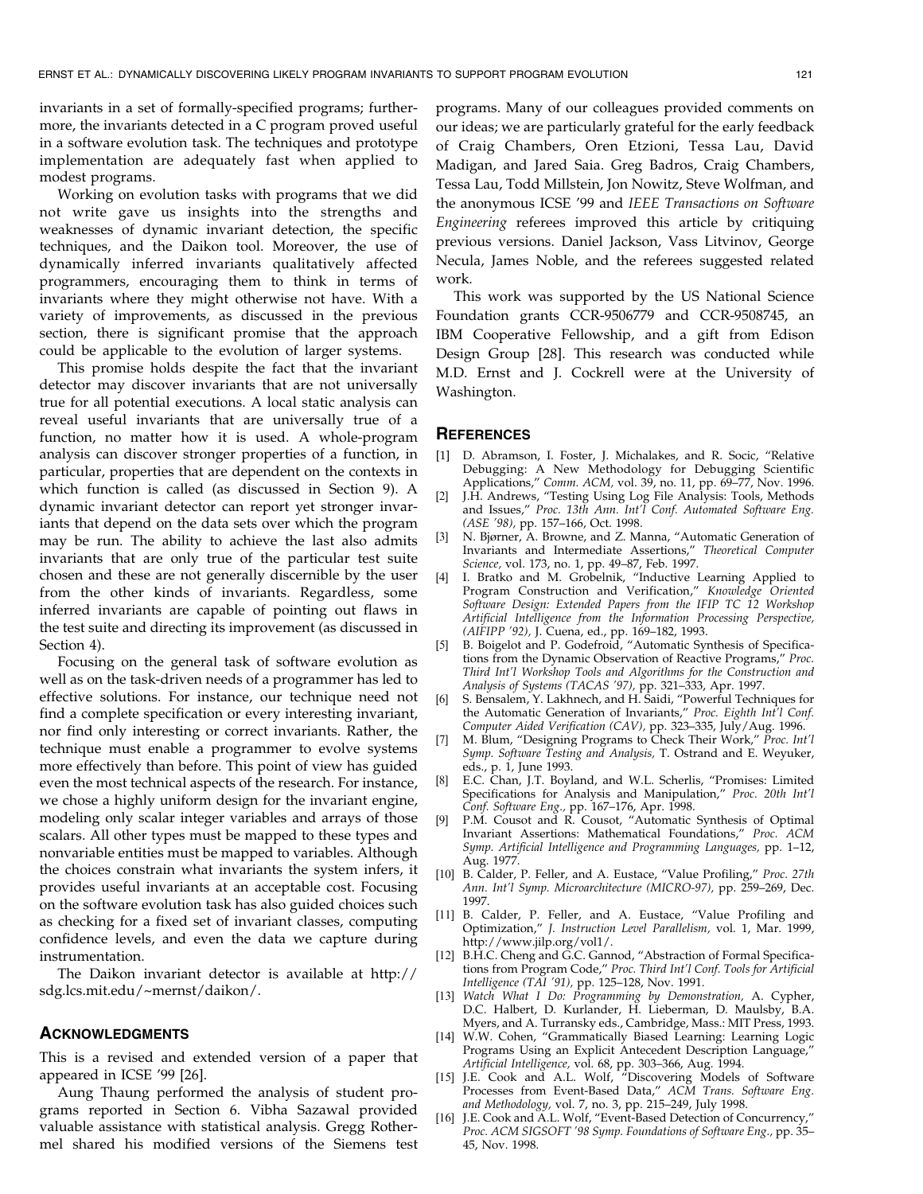invariants in a set of formally-specified programs; furthermore, the invariants detected in a C program proved useful in a software evolution task. The techniques and prototype implementation are adequately fast when applied to modest programs.

Working on evolution tasks with programs that we did not write gave us insights into the strengths and weaknesses of dynamic invariant detection, the specific techniques, and the Daikon tool. Moreover, the use of dynamically inferred invariants qualitatively affected programmers, encouraging them to think in terms of invariants where they might otherwise not have. With a variety of improvements, as discussed in the previous section, there is significant promise that the approach could be applicable to the evolution of larger systems.

This promise holds despite the fact that the invariant detector may discover invariants that are not universally true for all potential executions. A local static analysis can reveal useful invariants that are universally true of a function, no matter how it is used. A whole-program analysis can discover stronger properties of a function, in particular, properties that are dependent on the contexts in which function is called (as discussed in Section 9). A dynamic invariant detector can report yet stronger invariants that depend on the data sets over which the program may be run. The ability to achieve the last also admits invariants that are only true of the particular test suite chosen and these are not generally discernible by the user from the other kinds of invariants. Regardless, some inferred invariants are capable of pointing out flaws in the test suite and directing its improvement (as discussed in Section 4).

Focusing on the general task of software evolution as well as on the task-driven needs of a programmer has led to effective solutions. For instance, our technique need not find a complete specification or every interesting invariant, nor find only interesting or correct invariants. Rather, the technique must enable a programmer to evolve systems more effectively than before. This point of view has guided even the most technical aspects of the research. For instance, we chose a highly uniform design for the invariant engine, modeling only scalar integer variables and arrays of those scalars. All other types must be mapped to these types and nonvariable entities must be mapped to variables. Although the choices constrain what invariants the system infers, it provides useful invariants at an acceptable cost. Focusing on the software evolution task has also guided choices such as checking for a fixed set of invariant classes, computing confidence levels, and even the data we capture during instrumentation.

The Daikon invariant detector is available at http://sdg.lcs.mit.edu/~mernst/daikon/.

## Acknowledgments

This is a revised and extended version of a paper that appeared in ICSE '99 [26].

Aung Thaung performed the analysis of student programs reported in Section 6. Vibha Sazawal provided valuable assistance with statistical analysis. Gregg Rothermel shared his modified versions of the Siemens test programs. Many of our colleagues provided comments on our ideas; we are particularly grateful for the early feedback of Craig Chambers, Oren Etzioni, Tessa Lau, David Madigan, and Jared Saia. Greg Badros, Craig Chambers, Tessa Lau, Todd Millstein, Jon Nowitz, Steve Wolfman, and the anonymous ICSE '99 and *IEEE Transactions on Software Engineering* referees improved this article by critiquing previous versions. Daniel Jackson, Vass Litvinov, George Necula, James Noble, and the referees suggested related work.

This work was supported by the US National Science Foundation grants CCR-9506779 and CCR-9508745, an IBM Cooperative Fellowship, and a gift from Edison Design Group [28]. This research was conducted while M.D. Ernst and J. Cockrell were at the University of Washington.

## References

[1] D. Abramson, I. Foster, J. Michalakes, and R. Socic, "Relative Debugging: A New Methodology for Debugging Scientific Applications," *Comm. ACM,* vol. 39, no. 11, pp. 69–77, Nov. 1996.

[2] J.H. Andrews, "Testing Using Log File Analysis: Tools, Methods and Issues," *Proc. 13th Ann. Int'l Conf. Automated Software Eng. (ASE '98),* pp. 157–166, Oct. 1998.

[3] N. Bjørner, A. Browne, and Z. Manna, "Automatic Generation of Invariants and Intermediate Assertions," *Theoretical Computer Science,* vol. 173, no. 1, pp. 49–87, Feb. 1997.

[4] I. Bratko and M. Grobelnik, "Inductive Learning Applied to Program Construction and Verification," *Knowledge Oriented Software Design: Extended Papers from the IFIP TC 12 Workshop Artificial Intelligence from the Information Processing Perspective, (AIFIPP '92),* J. Cuena, ed., pp. 169–182, 1993.

[5] B. Boigelot and P. Godefroid, "Automatic Synthesis of Specifications from the Dynamic Observation of Reactive Programs," *Proc. Third Int'l Workshop Tools and Algorithms for the Construction and Analysis of Systems (TACAS '97),* pp. 321–333, Apr. 1997.

[6] S. Bensalem, Y. Lakhnech, and H. Saidi, "Powerful Techniques for the Automatic Generation of Invariants," *Proc. Eighth Int'l Conf. Computer Aided Verification (CAV),* pp. 323–335, July/Aug. 1996.

[7] M. Blum, "Designing Programs to Check Their Work," *Proc. Int'l Symp. Software Testing and Analysis,* T. Ostrand and E. Weyuker, eds., p. 1, June 1993.

[8] E.C. Chan, J.T. Boyland, and W.L. Scherlis, "Promises: Limited Specifications for Analysis and Manipulation," *Proc. 20th Int'l Conf. Software Eng.,* pp. 167–176, Apr. 1998.

[9] P.M. Cousot and R. Cousot, "Automatic Synthesis of Optimal Invariant Assertions: Mathematical Foundations," *Proc. ACM Symp. Artificial Intelligence and Programming Languages,* pp. 1–12, Aug. 1977.

[10] B. Calder, P. Feller, and A. Eustace, "Value Profiling," *Proc. 27th Ann. Int'l Symp. Microarchitecture (MICRO-97),* pp. 259–269, Dec. 1997.

[11] B. Calder, P. Feller, and A. Eustace, "Value Profiling and Optimization," *J. Instruction Level Parallelism,* vol. 1, Mar. 1999, http://www.jilp.org/vol1/.

[12] B.H.C. Cheng and G.C. Gannod, "Abstraction of Formal Specifications from Program Code," *Proc. Third Int'l Conf. Tools for Artificial Intelligence (TAI '91),* pp. 125–128, Nov. 1991.

[13] *Watch What I Do: Programming by Demonstration,* A. Cypher, D.C. Halbert, D. Kurlander, H. Lieberman, D. Maulsby, B.A. Myers, and A. Turransky eds., Cambridge, Mass.: MIT Press, 1993.

[14] W.W. Cohen, "Grammatically Biased Learning: Learning Logic Programs Using an Explicit Antecedent Description Language," *Artificial Intelligence,* vol. 68, pp. 303–366, Aug. 1994.

[15] J.E. Cook and A.L. Wolf, "Discovering Models of Software Processes from Event-Based Data," *ACM Trans. Software Eng. and Methodology,* vol. 7, no. 3, pp. 215–249, July 1998.

[16] J.E. Cook and A.L. Wolf, "Event-Based Detection of Concurrency," *Proc. ACM SIGSOFT '98 Symp. Foundations of Software Eng.,* pp. 35–45, Nov. 1998.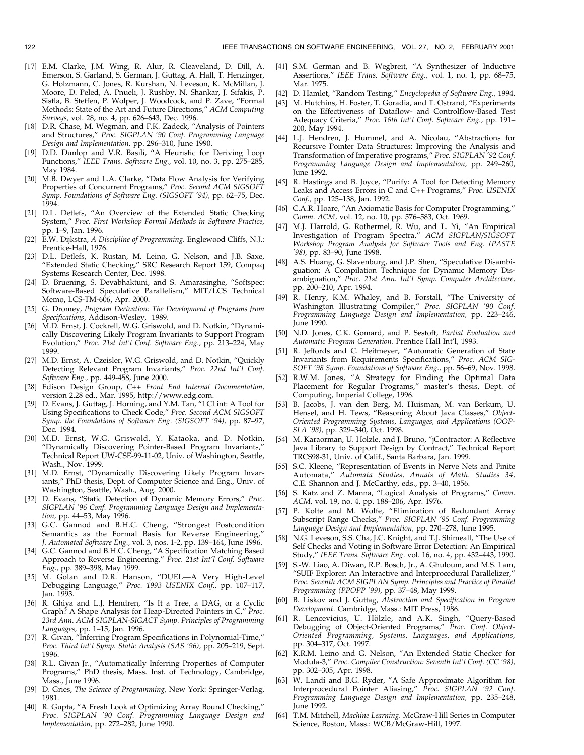[17] E.M. Clarke, J.M. Wing, R. Alur, R. Cleaveland, D. Dill, A. Emerson, S. Garland, S. German, J. Guttag, A. Hall, T. Henzinger, G. Holzmann, C. Jones, R. Kurshan, N. Leveson, K. McMillan, J. Moore, D. Peled, A. Pnueli, J. Rushby, N. Shankar, J. Sifakis, P. Sistla, B. Steffen, P. Wolper, J. Woodcock, and P. Zave, "Formal Methods: State of the Art and Future Directions," *ACM Computing Surveys,* vol. 28, no. 4, pp. 626–643, Dec. 1996.

[18] D.R. Chase, M. Wegman, and F.K. Zadeck, "Analysis of Pointers and Structures," *Proc. SIGPLAN '90 Conf. Programming Language Design and Implementation,* pp. 296–310, June 1990.

[19] D.D. Dunlop and V.R. Basili, "A Heuristic for Deriving Loop Functions," *IEEE Trans. Software Eng.,* vol. 10, no. 3, pp. 275–285, May 1984.

[20] M.B. Dwyer and L.A. Clarke, "Data Flow Analysis for Verifying Properties of Concurrent Programs," *Proc. Second ACM SIGSOFT Symp. Foundations of Software Eng. (SIGSOFT '94),* pp. 62–75, Dec. 1994.

[21] D.L. Detlefs, "An Overview of the Extended Static Checking System," *Proc. First Workshop Formal Methods in Software Practice,* pp. 1–9, Jan. 1996.

[22] E.W. Dijkstra, *A Discipline of Programming.* Englewood Cliffs, N.J.: Prentice-Hall, 1976.

[23] D.L. Detlefs, K. Rustan, M. Leino, G. Nelson, and J.B. Saxe, "Extended Static Checking," SRC Research Report 159, Compaq Systems Research Center, Dec. 1998.

[24] D. Bruening, S. Devabhaktuni, and S. Amarasinghe, "Softspec: Software-Based Speculative Parallelism," MIT/LCS Technical Memo, LCS-TM-606, Apr. 2000.

[25] G. Dromey, *Program Derivation: The Development of Programs from Specifications,* Addison-Wesley, 1989.

[26] M.D. Ernst, J. Cockrell, W.G. Griswold, and D. Notkin, "Dynamically Discovering Likely Program Invariants to Support Program Evolution," *Proc. 21st Int'l Conf. Software Eng.,* pp. 213–224, May 1999.

[27] M.D. Ernst, A. Czeisler, W.G. Griswold, and D. Notkin, "Quickly Detecting Relevant Program Invariants," *Proc. 22nd Int'l Conf. Software Eng.,* pp. 449-458, June 2000.

[28] Edison Design Group, *C++ Front End Internal Documentation,* version 2.28 ed., Mar. 1995, http://www.edg.com.

[29] D. Evans, J. Guttag, J. Horning, and Y.M. Tan, "LCLint: A Tool for Using Specifications to Check Code," *Proc. Second ACM SIGSOFT Symp. the Foundations of Software Eng. (SIGSOFT '94),* pp. 87–97, Dec. 1994.

[30] M.D. Ernst, W.G. Griswold, Y. Kataoka, and D. Notkin, "Dynamically Discovering Pointer-Based Program Invariants," Technical Report UW-CSE-99-11-02, Univ. of Washington, Seattle, Wash., Nov. 1999.

[31] M.D. Ernst, "Dynamically Discovering Likely Program Invariants," PhD thesis, Dept. of Computer Science and Eng., Univ. of Washington, Seattle, Wash., Aug. 2000.

[32] D. Evans, "Static Detection of Dynamic Memory Errors," *Proc. SIGPLAN '96 Conf. Programming Language Design and Implementation,* pp. 44–53, May 1996.

[33] G.C. Gannod and B.H.C. Cheng, "Strongest Postcondition Semantics as the Formal Basis for Reverse Engineering," *J. Automated Software Eng.,* vol. 3, nos. 1-2, pp. 139–164, June 1996.

[34] G.C. Gannod and B.H.C. Cheng, "A Specification Matching Based Approach to Reverse Engineering," *Proc. 21st Int'l Conf. Software Eng.,* pp. 389–398, May 1999.

[35] M. Golan and D.R. Hanson, "DUEL—A Very High-Level Debugging Language," *Proc. 1993 USENIX Conf.,* pp. 107–117, Jan. 1993.

[36] R. Ghiya and L.J. Hendren, "Is It a Tree, a DAG, or a Cyclic Graph? A Shape Analysis for Heap-Directed Pointers in C," *Proc. 23rd Ann. ACM SIGPLAN-SIGACT Symp. Principles of Programming Languages,* pp. 1–15, Jan. 1996.

[37] R. Givan, "Inferring Program Specifications in Polynomial-Time," *Proc. Third Int'l Symp. Static Analysis (SAS '96),* pp. 205–219, Sept. 1996.

[38] R.L. Givan Jr., "Automatically Inferring Properties of Computer Programs," PhD thesis, Mass. Inst. of Technology, Cambridge, Mass., June 1996.

[39] D. Gries, *The Science of Programming,* New York: Springer-Verlag, 1981.

[40] R. Gupta, "A Fresh Look at Optimizing Array Bound Checking," *Proc. SIGPLAN '90 Conf. Programming Language Design and Implementation,* pp. 272–282, June 1990.

[41] S.M. German and B. Wegbreit, "A Synthesizer of Inductive Assertions," *IEEE Trans. Software Eng.,* vol. 1, no. 1, pp. 68–75, Mar. 1975.

[42] D. Hamlet, "Random Testing," *Encyclopedia of Software Eng.,* 1994.

[43] M. Hutchins, H. Foster, T. Goradia, and T. Ostrand, "Experiments on the Effectiveness of Dataflow- and Controlflow-Based Test Adequacy Criteria," *Proc. 16th Int'l Conf. Software Eng.,* pp. 191–200, May 1994.

[44] L.J. Hendren, J. Hummel, and A. Nicolau, "Abstractions for Recursive Pointer Data Structures: Improving the Analysis and Transformation of Imperative programs," *Proc. SIGPLAN '92 Conf. Programming Language Design and Implementation,* pp. 249–260, June 1992.

[45] R. Hastings and B. Joyce, "Purify: A Tool for Detecting Memory Leaks and Access Errors in C and C++ Programs," *Proc. USENIX Conf.,* pp. 125–138, Jan. 1992.

[46] C.A.R. Hoare, "An Axiomatic Basis for Computer Programming," *Comm. ACM,* vol. 12, no. 10, pp. 576–583, Oct. 1969.

[47] M.J. Harrold, G. Rothermel, R. Wu, and L. Yi, "An Empirical Investigation of Program Spectra," *ACM SIGPLAN/SIGSOFT Workshop Program Analysis for Software Tools and Eng. (PASTE '98),* pp. 83–90, June 1998.

[48] A.S. Huang, G. Slavenburg, and J.P. Shen, "Speculative Disambiguation: A Compilation Technique for Dynamic Memory Disambiguation," *Proc. 21st Ann. Int'l Symp. Computer Architecture,* pp. 200–210, Apr. 1994.

[49] R. Henry, K.M. Whaley, and B. Forstall, "The University of Washington Illustrating Compiler," *Proc. SIGPLAN '90 Conf. Programming Language Design and Implementation,* pp. 223–246, June 1990.

[50] N.D. Jones, C.K. Gomard, and P. Sestoft, *Partial Evaluation and Automatic Program Generation.* Prentice Hall Int'l, 1993.

[51] R. Jeffords and C. Heitmeyer, "Automatic Generation of State Invariants from Requirements Specifications," *Proc. ACM SIGSOFT '98 Symp. Foundations of Software Eng.,* pp. 56–69, Nov. 1998.

[52] R.W.M. Jones, "A Strategy for Finding the Optimal Data Placement for Regular Programs," master's thesis, Dept. of Computing, Imperial College, 1996.

[53] B. Jacobs, J. van den Berg, M. Huisman, M. van Berkum, U. Hensel, and H. Tews, "Reasoning About Java Classes," *Object-Oriented Programming Systems, Languages, and Applications (OOPSLA '98),* pp. 329–340, Oct. 1998.

[54] M. Karaorman, U. Holzle, and J. Bruno, "jContractor: A Reflective Java Library to Support Design by Contract," Technical Report TRCS98-31, Univ. of Calif., Santa Barbara, Jan. 1999.

[55] S.C. Kleene, "Representation of Events in Nerve Nets and Finite Automata," *Automata Studies, Annals of Math. Studies 34,* C.E. Shannon and J. McCarthy, eds., pp. 3–40, 1956.

[56] S. Katz and Z. Manna, "Logical Analysis of Programs," *Comm. ACM,* vol. 19, no. 4, pp. 188–206, Apr. 1976.

[57] P. Kolte and M. Wolfe, "Elimination of Redundant Array Subscript Range Checks," *Proc. SIGPLAN '95 Conf. Programming Language Design and Implementation,* pp. 270–278, June 1995.

[58] N.G. Leveson, S.S. Cha, J.C. Knight, and T.J. Shimeall, "The Use of Self Checks and Voting in Software Error Detection: An Empirical Study," *IEEE Trans. Software Eng.* vol. 16, no. 4, pp. 432–443, 1990.

[59] S.-W. Liao, A. Diwan, R.P. Bosch, Jr., A. Ghuloum, and M.S. Lam, "SUIF Explorer: An Interactive and Interprocedural Parallelizer," *Proc. Seventh ACM SIGPLAN Symp. Principles and Practice of Parallel Programming (PPOPP '99),* pp. 37–48, May 1999.

[60] B. Liskov and J. Guttag, *Abstraction and Specification in Program Development.* Cambridge, Mass.: MIT Press, 1986.

[61] R. Lencevicius, U. Hölzle, and A.K. Singh, "Query-Based Debugging of Object-Oriented Programs," *Proc. Conf. Object-Oriented Programming, Systems, Languages, and Applications,* pp. 304–317, Oct. 1997.

[62] K.R.M. Leino and G. Nelson, "An Extended Static Checker for Modula-3," *Proc. Compiler Construction: Seventh Int'l Conf. (CC '98),* pp. 302–305, Apr. 1998.

[63] W. Landi and B.G. Ryder, "A Safe Approximate Algorithm for Interprocedural Pointer Aliasing," *Proc. SIGPLAN '92 Conf. Programming Language Design and Implementation,* pp. 235–248, June 1992.

[64] T.M. Mitchell, *Machine Learning.* McGraw-Hill Series in Computer Science, Boston, Mass.: WCB/McGraw-Hill, 1997.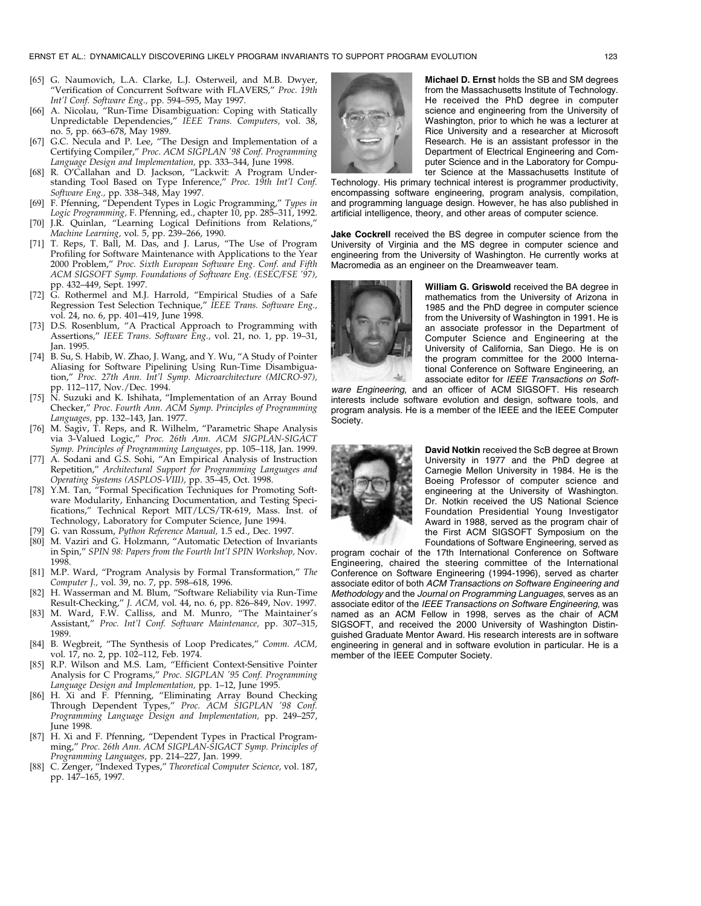[65] G. Naumovich, L.A. Clarke, L.J. Osterweil, and M.B. Dwyer, "Verification of Concurrent Software with FLAVERS," *Proc. 19th Int'l Conf. Software Eng.,* pp. 594–595, May 1997.

[66] A. Nicolau, "Run-Time Disambiguation: Coping with Statically Unpredictable Dependencies," *IEEE Trans. Computers,* vol. 38, no. 5, pp. 663–678, May 1989.

[67] G.C. Necula and P. Lee, "The Design and Implementation of a Certifying Compiler," *Proc. ACM SIGPLAN '98 Conf. Programming Language Design and Implementation,* pp. 333–344, June 1998.

[68] R. O'Callahan and D. Jackson, "Lackwit: A Program Understanding Tool Based on Type Inference," *Proc. 19th Int'l Conf. Software Eng.,* pp. 338–348, May 1997.

[69] F. Pfenning, "Dependent Types in Logic Programming," *Types in Logic Programming,* F. Pfenning, ed., chapter 10, pp. 285–311, 1992.

[70] J.R. Quinlan, "Learning Logical Definitions from Relations," *Machine Learning,* vol. 5, pp. 239–266, 1990.

[71] T. Reps, T. Ball, M. Das, and J. Larus, "The Use of Program Profiling for Software Maintenance with Applications to the Year 2000 Problem," *Proc. Sixth European Software Eng. Conf. and Fifth ACM SIGSOFT Symp. Foundations of Software Eng. (ESEC/FSE '97),* pp. 432–449, Sept. 1997.

[72] G. Rothermel and M.J. Harrold, "Empirical Studies of a Safe Regression Test Selection Technique," *IEEE Trans. Software Eng.,* vol. 24, no. 6, pp. 401–419, June 1998.

[73] D.S. Rosenblum, "A Practical Approach to Programming with Assertions," *IEEE Trans. Software Eng.,* vol. 21, no. 1, pp. 19–31, Jan. 1995.

[74] B. Su, S. Habib, W. Zhao, J. Wang, and Y. Wu, "A Study of Pointer Aliasing for Software Pipelining Using Run-Time Disambiguation," *Proc. 27th Ann. Int'l Symp. Microarchitecture (MICRO-97),* pp. 112–117, Nov./Dec. 1994.

[75] N. Suzuki and K. Ishihata, "Implementation of an Array Bound Checker," *Proc. Fourth Ann. ACM Symp. Principles of Programming Languages,* pp. 132–143, Jan. 1977.

[76] M. Sagiv, T. Reps, and R. Wilhelm, "Parametric Shape Analysis via 3-Valued Logic," *Proc. 26th Ann. ACM SIGPLAN-SIGACT Symp. Principles of Programming Languages,* pp. 105–118, Jan. 1999.

[77] A. Sodani and G.S. Sohi, "An Empirical Analysis of Instruction Repetition," *Architectural Support for Programming Languages and Operating Systems (ASPLOS-VIII),* pp. 35–45, Oct. 1998.

[78] Y.M. Tan, "Formal Specification Techniques for Promoting Software Modularity, Enhancing Documentation, and Testing Specifications," Technical Report MIT/LCS/TR-619, Mass. Inst. of Technology, Laboratory for Computer Science, June 1994.

[79] G. van Rossum, *Python Reference Manual,* 1.5 ed., Dec. 1997.

[80] M. Vaziri and G. Holzmann, "Automatic Detection of Invariants in Spin," *SPIN 98: Papers from the Fourth Int'l SPIN Workshop,* Nov. 1998.

[81] M.P. Ward, "Program Analysis by Formal Transformation," *The Computer J.,* vol. 39, no. 7, pp. 598–618, 1996.

[82] H. Wasserman and M. Blum, "Software Reliability via Run-Time Result-Checking," *J. ACM,* vol. 44, no. 6, pp. 826–849, Nov. 1997.

[83] M. Ward, F.W. Calliss, and M. Munro, "The Maintainer's Assistant," *Proc. Int'l Conf. Software Maintenance,* pp. 307–315, 1989.

[84] B. Wegbreit, "The Synthesis of Loop Predicates," *Comm. ACM,* vol. 17, no. 2, pp. 102–112, Feb. 1974.

[85] R.P. Wilson and M.S. Lam, "Efficient Context-Sensitive Pointer Analysis for C Programs," *Proc. SIGPLAN '95 Conf. Programming Language Design and Implementation,* pp. 1–12, June 1995.

[86] H. Xi and F. Pfenning, "Eliminating Array Bound Checking Through Dependent Types," *Proc. ACM SIGPLAN '98 Conf. Programming Language Design and Implementation,* pp. 249–257, June 1998.

[87] H. Xi and F. Pfenning, "Dependent Types in Practical Programming," *Proc. 26th Ann. ACM SIGPLAN-SIGACT Symp. Principles of Programming Languages,* pp. 214–227, Jan. 1999.

[88] C. Zenger, "Indexed Types," *Theoretical Computer Science,* vol. 187, pp. 147–165, 1997.

**Michael D. Ernst** holds the SB and SM degrees from the Massachusetts Institute of Technology. He received the PhD degree in computer science and engineering from the University of Washington, prior to which he was a lecturer at Rice University and a researcher at Microsoft Research. He is an assistant professor in the Department of Electrical Engineering and Computer Science and in the Laboratory for Computer Science at the Massachusetts Institute of Technology. His primary technical interest is programmer productivity, encompassing software engineering, program analysis, compilation, and programming language design. However, he has also published in artificial intelligence, theory, and other areas of computer science.

**Jake Cockrell** received the BS degree in computer science from the University of Virginia and the MS degree in computer science and engineering from the University of Washington. He currently works at Macromedia as an engineer on the Dreamweaver team.

**William G. Griswold** received the BA degree in mathematics from the University of Arizona in 1985 and the PhD degree in computer science from the University of Washington in 1991. He is an associate professor in the Department of Computer Science and Engineering at the University of California, San Diego. He is on the program committee for the 2000 International Conference on Software Engineering, an associate editor for *IEEE Transactions on Software Engineering*, and an officer of ACM SIGSOFT. His research interests include software evolution and design, software tools, and program analysis. He is a member of the IEEE and the IEEE Computer Society.

**David Notkin** received the ScB degree at Brown University in 1977 and the PhD degree at Carnegie Mellon University in 1984. He is the Boeing Professor of computer science and engineering at the University of Washington. Dr. Notkin received the US National Science Foundation Presidential Young Investigator Award in 1988, served as the program chair of the First ACM SIGSOFT Symposium on the Foundations of Software Engineering, served as program cochair of the 17th International Conference on Software Engineering, chaired the steering committee of the International Conference on Software Engineering (1994-1996), served as charter associate editor of both *ACM Transactions on Software Engineering and Methodology* and the *Journal on Programming Languages*, serves as an associate editor of the *IEEE Transactions on Software Engineering*, was named as an ACM Fellow in 1998, serves as the chair of ACM SIGSOFT, and received the 2000 University of Washington Distinguished Graduate Mentor Award. His research interests are in software engineering in general and in software evolution in particular. He is a member of the IEEE Computer Society.